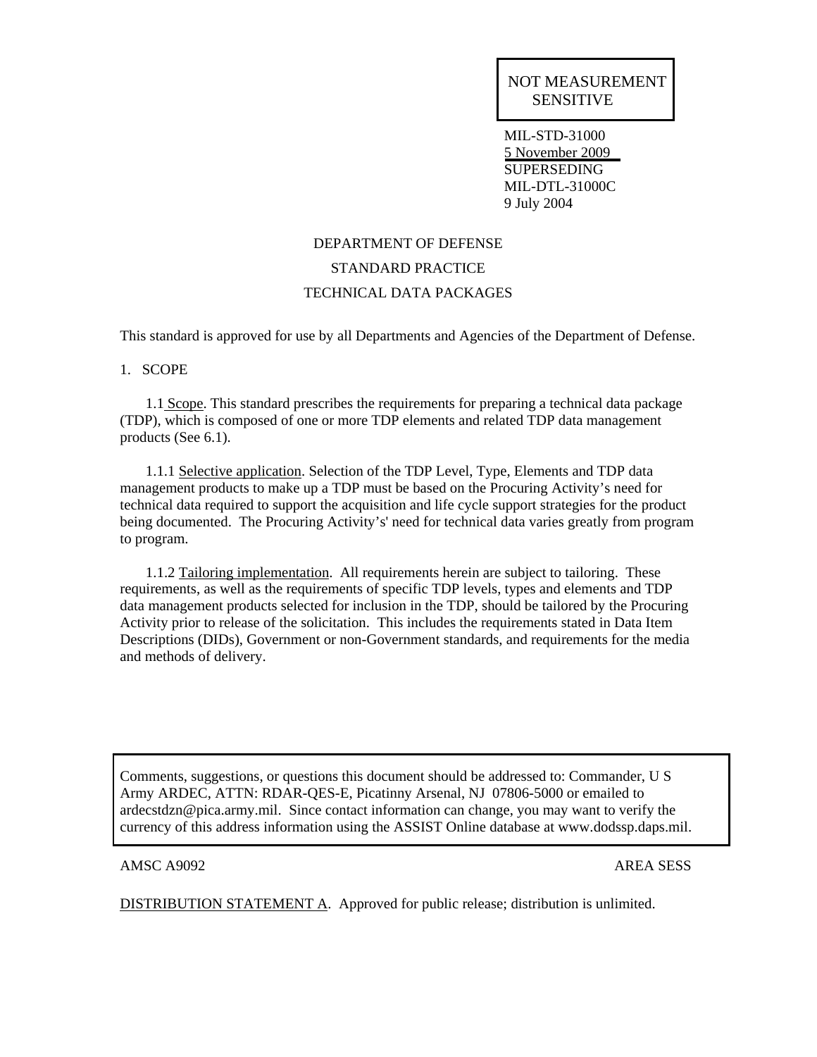NOT MEASUREMENT SENSITIVE

MIL-STD-31000
5 November 2009
SUPERSEDING
MIL-DTL-31000C
9 July 2004

DEPARTMENT OF DEFENSE

STANDARD PRACTICE

TECHNICAL DATA PACKAGES

This standard is approved for use by all Departments and Agencies of the Department of Defense.

## 1. SCOPE

1.1 Scope. This standard prescribes the requirements for preparing a technical data package (TDP), which is composed of one or more TDP elements and related TDP data management products (See 6.1).

1.1.1 Selective application. Selection of the TDP Level, Type, Elements and TDP data management products to make up a TDP must be based on the Procuring Activity's need for technical data required to support the acquisition and life cycle support strategies for the product being documented. The Procuring Activity's' need for technical data varies greatly from program to program.

1.1.2 Tailoring implementation. All requirements herein are subject to tailoring. These requirements, as well as the requirements of specific TDP levels, types and elements and TDP data management products selected for inclusion in the TDP, should be tailored by the Procuring Activity prior to release of the solicitation. This includes the requirements stated in Data Item Descriptions (DIDs), Government or non-Government standards, and requirements for the media and methods of delivery.

Comments, suggestions, or questions this document should be addressed to: Commander, U S Army ARDEC, ATTN: RDAR-QES-E, Picatinny Arsenal, NJ 07806-5000 or emailed to ardecstdzn@pica.army.mil. Since contact information can change, you may want to verify the currency of this address information using the ASSIST Online database at www.dodssp.daps.mil.

AMSC A9092 AREA SESS

DISTRIBUTION STATEMENT A. Approved for public release; distribution is unlimited.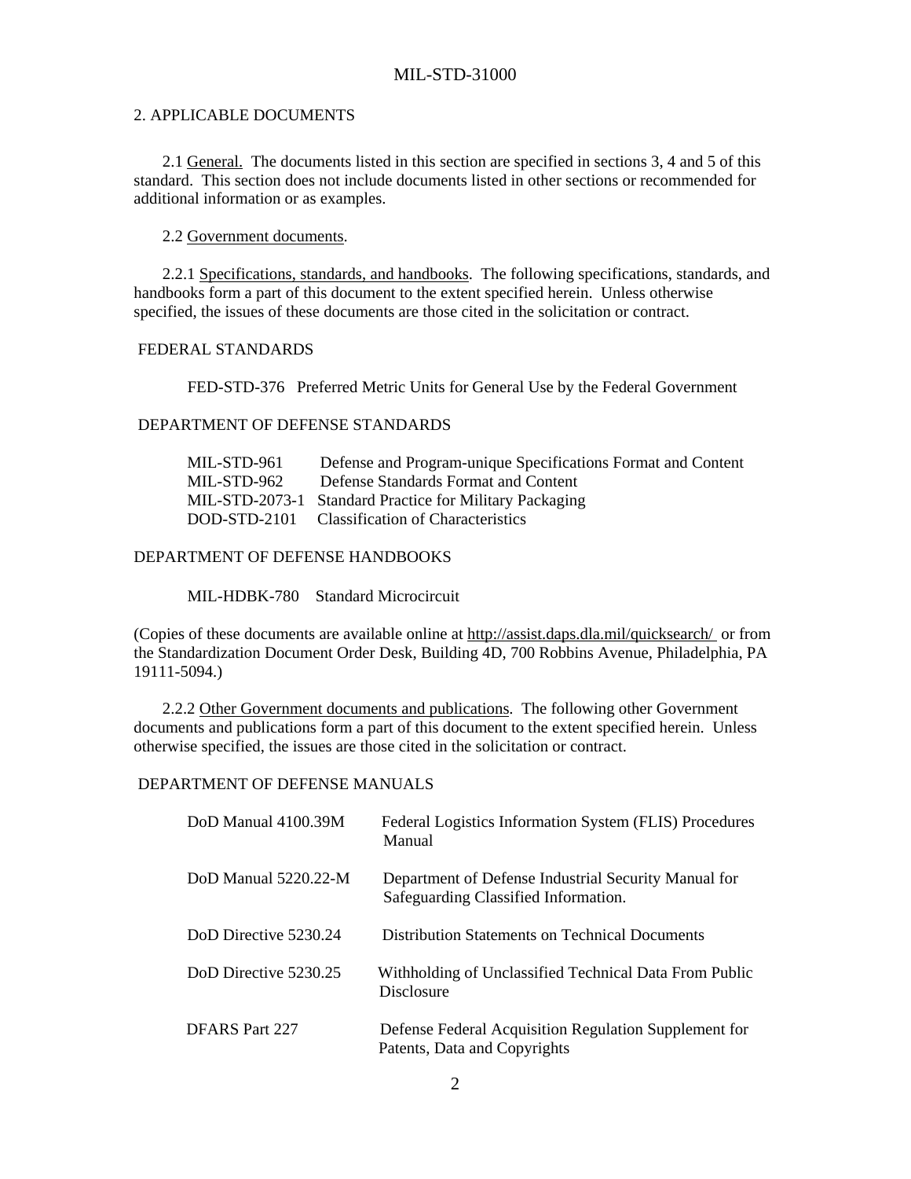## 2. APPLICABLE DOCUMENTS

2.1 General. The documents listed in this section are specified in sections 3, 4 and 5 of this standard. This section does not include documents listed in other sections or recommended for additional information or as examples.

2.2 Government documents.

2.2.1 Specifications, standards, and handbooks. The following specifications, standards, and handbooks form a part of this document to the extent specified herein. Unless otherwise specified, the issues of these documents are those cited in the solicitation or contract.

FEDERAL STANDARDS

| | |
|---|---|
| FED-STD-376 | Preferred Metric Units for General Use by the Federal Government |

DEPARTMENT OF DEFENSE STANDARDS

| | |
|---|---|
| MIL-STD-961 | Defense and Program-unique Specifications Format and Content |
| MIL-STD-962 | Defense Standards Format and Content |
| MIL-STD-2073-1 | Standard Practice for Military Packaging |
| DOD-STD-2101 | Classification of Characteristics |

DEPARTMENT OF DEFENSE HANDBOOKS

| | |
|---|---|
| MIL-HDBK-780 | Standard Microcircuit |

(Copies of these documents are available online at http://assist.daps.dla.mil/quicksearch/ or from the Standardization Document Order Desk, Building 4D, 700 Robbins Avenue, Philadelphia, PA 19111-5094.)

2.2.2 Other Government documents and publications. The following other Government documents and publications form a part of this document to the extent specified herein. Unless otherwise specified, the issues are those cited in the solicitation or contract.

DEPARTMENT OF DEFENSE MANUALS

| | |
|---|---|
| DoD Manual 4100.39M | Federal Logistics Information System (FLIS) Procedures Manual |
| DoD Manual 5220.22-M | Department of Defense Industrial Security Manual for Safeguarding Classified Information. |
| DoD Directive 5230.24 | Distribution Statements on Technical Documents |
| DoD Directive 5230.25 | Withholding of Unclassified Technical Data From Public Disclosure |
| DFARS Part 227 | Defense Federal Acquisition Regulation Supplement for Patents, Data and Copyrights |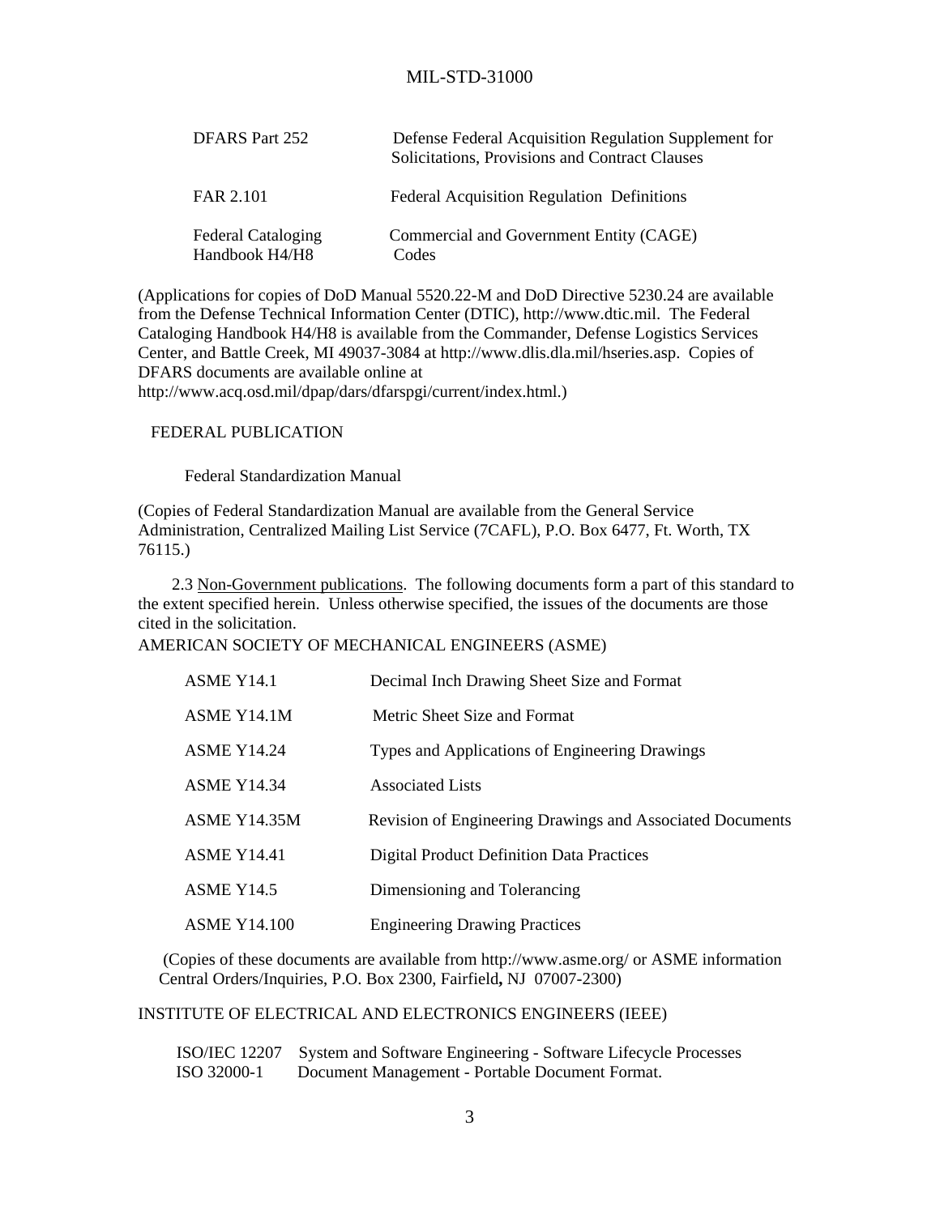| | |
|---|---|
| DFARS Part 252 | Defense Federal Acquisition Regulation Supplement for Solicitations, Provisions and Contract Clauses |
| FAR 2.101 | Federal Acquisition Regulation Definitions |
| Federal Cataloging Handbook H4/H8 | Commercial and Government Entity (CAGE) Codes |

(Applications for copies of DoD Manual 5520.22-M and DoD Directive 5230.24 are available from the Defense Technical Information Center (DTIC), http://www.dtic.mil. The Federal Cataloging Handbook H4/H8 is available from the Commander, Defense Logistics Services Center, and Battle Creek, MI 49037-3084 at http://www.dlis.dla.mil/hseries.asp. Copies of DFARS documents are available online at http://www.acq.osd.mil/dpap/dars/dfarspgi/current/index.html.)

FEDERAL PUBLICATION

Federal Standardization Manual

(Copies of Federal Standardization Manual are available from the General Service Administration, Centralized Mailing List Service (7CAFL), P.O. Box 6477, Ft. Worth, TX 76115.)

2.3 Non-Government publications. The following documents form a part of this standard to the extent specified herein. Unless otherwise specified, the issues of the documents are those cited in the solicitation.

AMERICAN SOCIETY OF MECHANICAL ENGINEERS (ASME)

| | |
|---|---|
| ASME Y14.1 | Decimal Inch Drawing Sheet Size and Format |
| ASME Y14.1M | Metric Sheet Size and Format |
| ASME Y14.24 | Types and Applications of Engineering Drawings |
| ASME Y14.34 | Associated Lists |
| ASME Y14.35M | Revision of Engineering Drawings and Associated Documents |
| ASME Y14.41 | Digital Product Definition Data Practices |
| ASME Y14.5 | Dimensioning and Tolerancing |
| ASME Y14.100 | Engineering Drawing Practices |

(Copies of these documents are available from http://www.asme.org/ or ASME information Central Orders/Inquiries, P.O. Box 2300, Fairfield**,** NJ 07007-2300)

INSTITUTE OF ELECTRICAL AND ELECTRONICS ENGINEERS (IEEE)

| | |
|---|---|
| ISO/IEC 12207 | System and Software Engineering - Software Lifecycle Processes |
| ISO 32000-1 | Document Management - Portable Document Format. |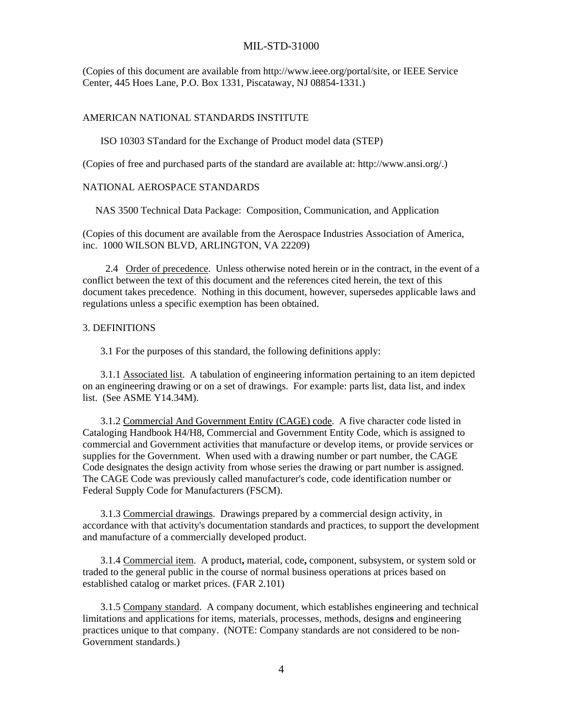(Copies of this document are available from http://www.ieee.org/portal/site, or IEEE Service Center, 445 Hoes Lane, P.O. Box 1331, Piscataway, NJ 08854-1331.)

AMERICAN NATIONAL STANDARDS INSTITUTE

ISO 10303 STandard for the Exchange of Product model data (STEP)

(Copies of free and purchased parts of the standard are available at: http://www.ansi.org/.)

NATIONAL AEROSPACE STANDARDS

NAS 3500 Technical Data Package: Composition, Communication, and Application

(Copies of this document are available from the Aerospace Industries Association of America, inc. 1000 WILSON BLVD, ARLINGTON, VA 22209)

2.4 Order of precedence. Unless otherwise noted herein or in the contract, in the event of a conflict between the text of this document and the references cited herein, the text of this document takes precedence. Nothing in this document, however, supersedes applicable laws and regulations unless a specific exemption has been obtained.

## 3. DEFINITIONS

3.1 For the purposes of this standard, the following definitions apply:

3.1.1 Associated list. A tabulation of engineering information pertaining to an item depicted on an engineering drawing or on a set of drawings. For example: parts list, data list, and index list. (See ASME Y14.34M).

3.1.2 Commercial And Government Entity (CAGE) code. A five character code listed in Cataloging Handbook H4/H8, Commercial and Government Entity Code, which is assigned to commercial and Government activities that manufacture or develop items, or provide services or supplies for the Government. When used with a drawing number or part number, the CAGE Code designates the design activity from whose series the drawing or part number is assigned. The CAGE Code was previously called manufacturer's code, code identification number or Federal Supply Code for Manufacturers (FSCM).

3.1.3 Commercial drawings. Drawings prepared by a commercial design activity, in accordance with that activity's documentation standards and practices, to support the development and manufacture of a commercially developed product.

3.1.4 Commercial item. A product, material, code, component, subsystem, or system sold or traded to the general public in the course of normal business operations at prices based on established catalog or market prices. (FAR 2.101)

3.1.5 Company standard. A company document, which establishes engineering and technical limitations and applications for items, materials, processes, methods, designs and engineering practices unique to that company. (NOTE: Company standards are not considered to be non-Government standards.)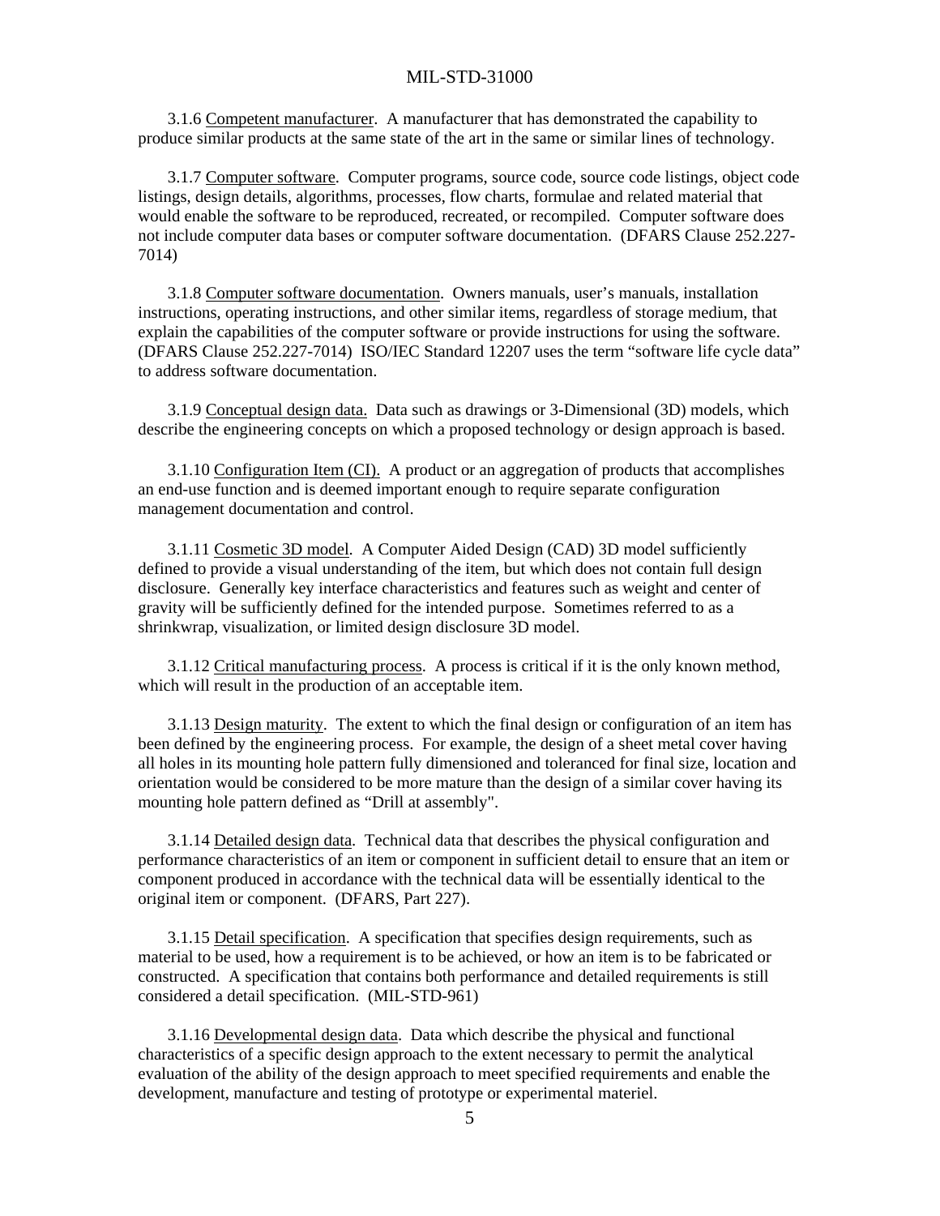3.1.6 Competent manufacturer. A manufacturer that has demonstrated the capability to produce similar products at the same state of the art in the same or similar lines of technology.

3.1.7 Computer software. Computer programs, source code, source code listings, object code listings, design details, algorithms, processes, flow charts, formulae and related material that would enable the software to be reproduced, recreated, or recompiled. Computer software does not include computer data bases or computer software documentation. (DFARS Clause 252.227-7014)

3.1.8 Computer software documentation. Owners manuals, user's manuals, installation instructions, operating instructions, and other similar items, regardless of storage medium, that explain the capabilities of the computer software or provide instructions for using the software. (DFARS Clause 252.227-7014) ISO/IEC Standard 12207 uses the term "software life cycle data" to address software documentation.

3.1.9 Conceptual design data. Data such as drawings or 3-Dimensional (3D) models, which describe the engineering concepts on which a proposed technology or design approach is based.

3.1.10 Configuration Item (CI). A product or an aggregation of products that accomplishes an end-use function and is deemed important enough to require separate configuration management documentation and control.

3.1.11 Cosmetic 3D model. A Computer Aided Design (CAD) 3D model sufficiently defined to provide a visual understanding of the item, but which does not contain full design disclosure. Generally key interface characteristics and features such as weight and center of gravity will be sufficiently defined for the intended purpose. Sometimes referred to as a shrinkwrap, visualization, or limited design disclosure 3D model.

3.1.12 Critical manufacturing process. A process is critical if it is the only known method, which will result in the production of an acceptable item.

3.1.13 Design maturity. The extent to which the final design or configuration of an item has been defined by the engineering process. For example, the design of a sheet metal cover having all holes in its mounting hole pattern fully dimensioned and toleranced for final size, location and orientation would be considered to be more mature than the design of a similar cover having its mounting hole pattern defined as "Drill at assembly".

3.1.14 Detailed design data. Technical data that describes the physical configuration and performance characteristics of an item or component in sufficient detail to ensure that an item or component produced in accordance with the technical data will be essentially identical to the original item or component. (DFARS, Part 227).

3.1.15 Detail specification. A specification that specifies design requirements, such as material to be used, how a requirement is to be achieved, or how an item is to be fabricated or constructed. A specification that contains both performance and detailed requirements is still considered a detail specification. (MIL-STD-961)

3.1.16 Developmental design data. Data which describe the physical and functional characteristics of a specific design approach to the extent necessary to permit the analytical evaluation of the ability of the design approach to meet specified requirements and enable the development, manufacture and testing of prototype or experimental materiel.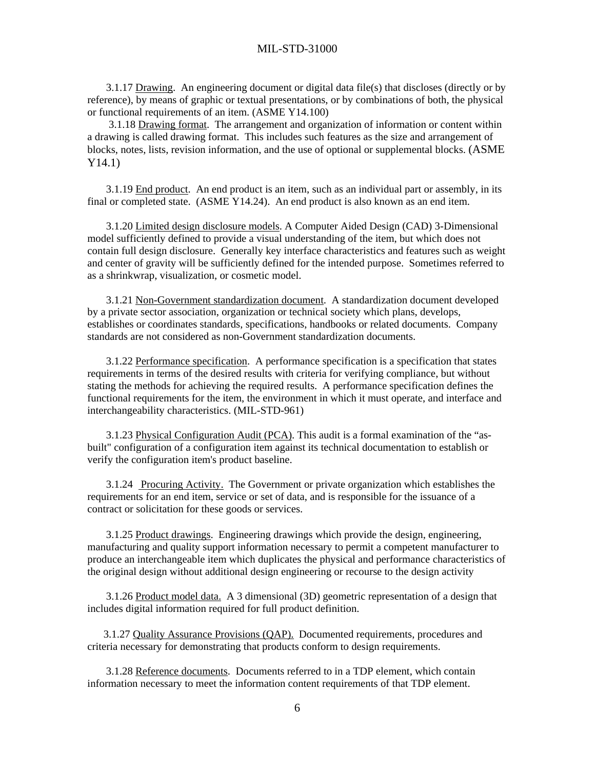3.1.17 Drawing. An engineering document or digital data file(s) that discloses (directly or by reference), by means of graphic or textual presentations, or by combinations of both, the physical or functional requirements of an item. (ASME Y14.100)

3.1.18 Drawing format. The arrangement and organization of information or content within a drawing is called drawing format. This includes such features as the size and arrangement of blocks, notes, lists, revision information, and the use of optional or supplemental blocks. (ASME Y14.1)

3.1.19 End product. An end product is an item, such as an individual part or assembly, in its final or completed state. (ASME Y14.24). An end product is also known as an end item.

3.1.20 Limited design disclosure models. A Computer Aided Design (CAD) 3-Dimensional model sufficiently defined to provide a visual understanding of the item, but which does not contain full design disclosure. Generally key interface characteristics and features such as weight and center of gravity will be sufficiently defined for the intended purpose. Sometimes referred to as a shrinkwrap, visualization, or cosmetic model.

3.1.21 Non-Government standardization document. A standardization document developed by a private sector association, organization or technical society which plans, develops, establishes or coordinates standards, specifications, handbooks or related documents. Company standards are not considered as non-Government standardization documents.

3.1.22 Performance specification. A performance specification is a specification that states requirements in terms of the desired results with criteria for verifying compliance, but without stating the methods for achieving the required results. A performance specification defines the functional requirements for the item, the environment in which it must operate, and interface and interchangeability characteristics. (MIL-STD-961)

3.1.23 Physical Configuration Audit (PCA). This audit is a formal examination of the "as-built" configuration of a configuration item against its technical documentation to establish or verify the configuration item's product baseline.

3.1.24 Procuring Activity. The Government or private organization which establishes the requirements for an end item, service or set of data, and is responsible for the issuance of a contract or solicitation for these goods or services.

3.1.25 Product drawings. Engineering drawings which provide the design, engineering, manufacturing and quality support information necessary to permit a competent manufacturer to produce an interchangeable item which duplicates the physical and performance characteristics of the original design without additional design engineering or recourse to the design activity

3.1.26 Product model data. A 3 dimensional (3D) geometric representation of a design that includes digital information required for full product definition.

3.1.27 Quality Assurance Provisions (QAP). Documented requirements, procedures and criteria necessary for demonstrating that products conform to design requirements.

3.1.28 Reference documents. Documents referred to in a TDP element, which contain information necessary to meet the information content requirements of that TDP element.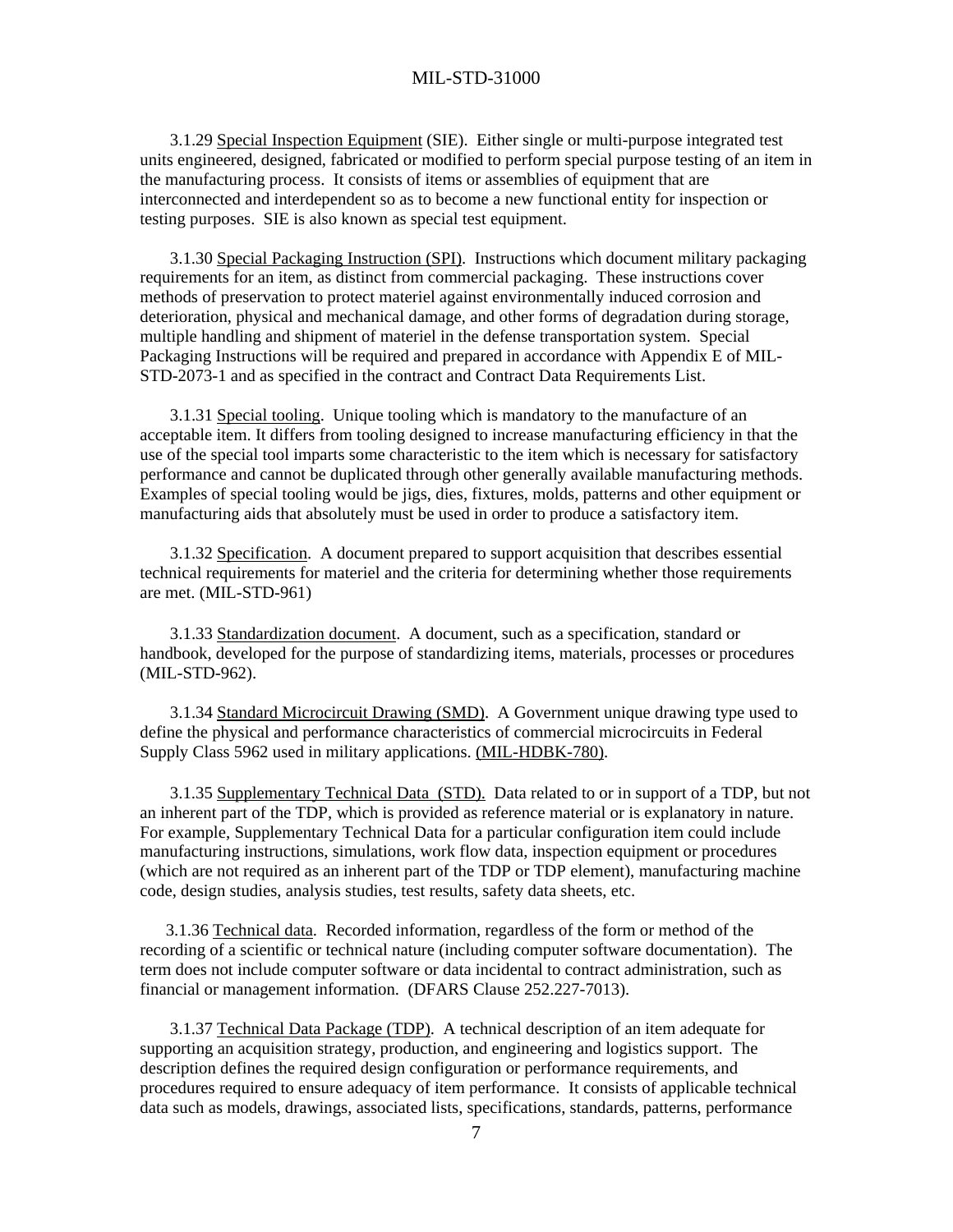3.1.29 Special Inspection Equipment (SIE). Either single or multi-purpose integrated test units engineered, designed, fabricated or modified to perform special purpose testing of an item in the manufacturing process. It consists of items or assemblies of equipment that are interconnected and interdependent so as to become a new functional entity for inspection or testing purposes. SIE is also known as special test equipment.

3.1.30 Special Packaging Instruction (SPI). Instructions which document military packaging requirements for an item, as distinct from commercial packaging. These instructions cover methods of preservation to protect materiel against environmentally induced corrosion and deterioration, physical and mechanical damage, and other forms of degradation during storage, multiple handling and shipment of materiel in the defense transportation system. Special Packaging Instructions will be required and prepared in accordance with Appendix E of MIL-STD-2073-1 and as specified in the contract and Contract Data Requirements List.

3.1.31 Special tooling. Unique tooling which is mandatory to the manufacture of an acceptable item. It differs from tooling designed to increase manufacturing efficiency in that the use of the special tool imparts some characteristic to the item which is necessary for satisfactory performance and cannot be duplicated through other generally available manufacturing methods. Examples of special tooling would be jigs, dies, fixtures, molds, patterns and other equipment or manufacturing aids that absolutely must be used in order to produce a satisfactory item.

3.1.32 Specification. A document prepared to support acquisition that describes essential technical requirements for materiel and the criteria for determining whether those requirements are met. (MIL-STD-961)

3.1.33 Standardization document. A document, such as a specification, standard or handbook, developed for the purpose of standardizing items, materials, processes or procedures (MIL-STD-962).

3.1.34 Standard Microcircuit Drawing (SMD). A Government unique drawing type used to define the physical and performance characteristics of commercial microcircuits in Federal Supply Class 5962 used in military applications. (MIL-HDBK-780).

3.1.35 Supplementary Technical Data (STD). Data related to or in support of a TDP, but not an inherent part of the TDP, which is provided as reference material or is explanatory in nature. For example, Supplementary Technical Data for a particular configuration item could include manufacturing instructions, simulations, work flow data, inspection equipment or procedures (which are not required as an inherent part of the TDP or TDP element), manufacturing machine code, design studies, analysis studies, test results, safety data sheets, etc.

3.1.36 Technical data. Recorded information, regardless of the form or method of the recording of a scientific or technical nature (including computer software documentation). The term does not include computer software or data incidental to contract administration, such as financial or management information. (DFARS Clause 252.227-7013).

3.1.37 Technical Data Package (TDP). A technical description of an item adequate for supporting an acquisition strategy, production, and engineering and logistics support. The description defines the required design configuration or performance requirements, and procedures required to ensure adequacy of item performance. It consists of applicable technical data such as models, drawings, associated lists, specifications, standards, patterns, performance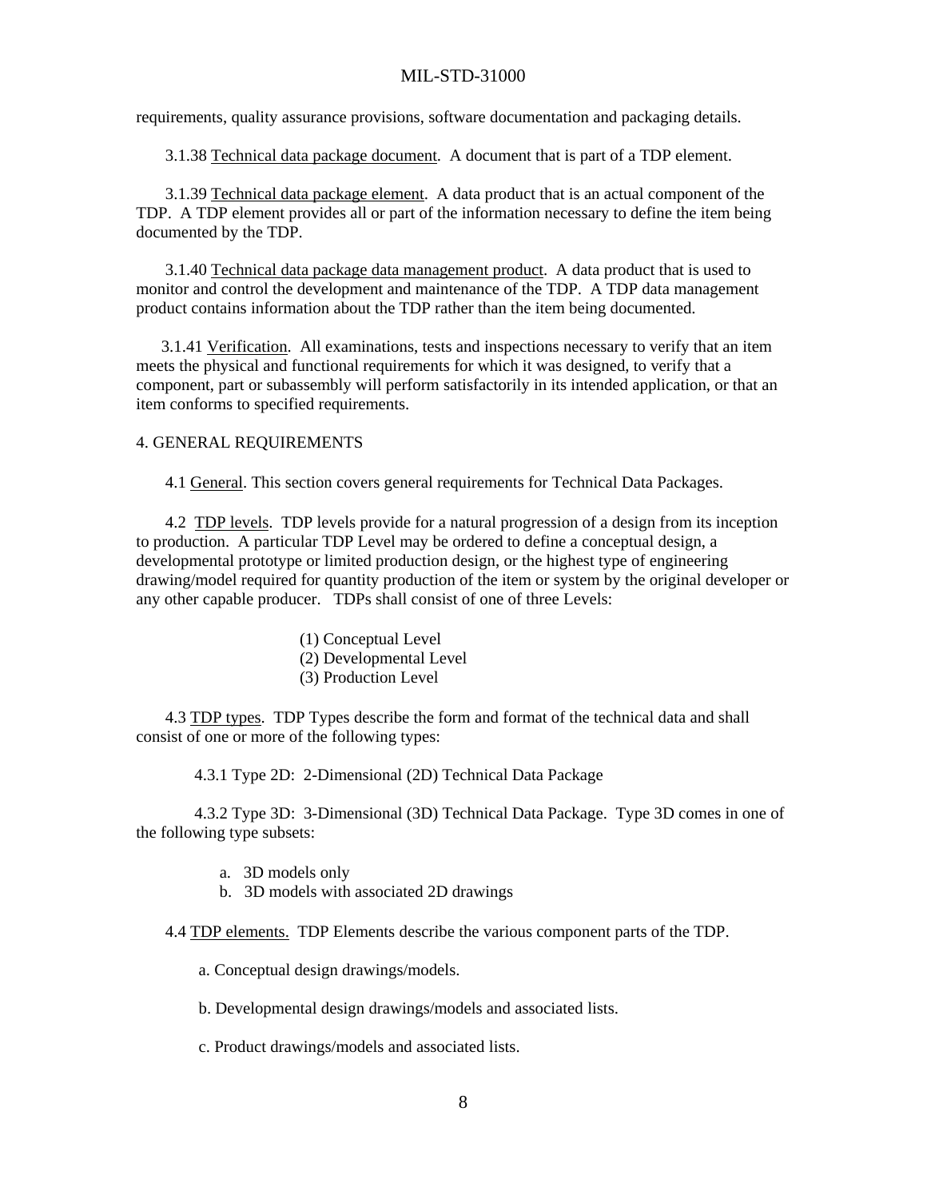requirements, quality assurance provisions, software documentation and packaging details.

3.1.38 Technical data package document. A document that is part of a TDP element.

3.1.39 Technical data package element. A data product that is an actual component of the TDP. A TDP element provides all or part of the information necessary to define the item being documented by the TDP.

3.1.40 Technical data package data management product. A data product that is used to monitor and control the development and maintenance of the TDP. A TDP data management product contains information about the TDP rather than the item being documented.

3.1.41 Verification. All examinations, tests and inspections necessary to verify that an item meets the physical and functional requirements for which it was designed, to verify that a component, part or subassembly will perform satisfactorily in its intended application, or that an item conforms to specified requirements.

# 4. GENERAL REQUIREMENTS

4.1 General. This section covers general requirements for Technical Data Packages.

4.2 TDP levels. TDP levels provide for a natural progression of a design from its inception to production. A particular TDP Level may be ordered to define a conceptual design, a developmental prototype or limited production design, or the highest type of engineering drawing/model required for quantity production of the item or system by the original developer or any other capable producer. TDPs shall consist of one of three Levels:

(1) Conceptual Level
(2) Developmental Level
(3) Production Level

4.3 TDP types. TDP Types describe the form and format of the technical data and shall consist of one or more of the following types:

4.3.1 Type 2D: 2-Dimensional (2D) Technical Data Package

4.3.2 Type 3D: 3-Dimensional (3D) Technical Data Package. Type 3D comes in one of the following type subsets:

a. 3D models only
b. 3D models with associated 2D drawings

4.4 TDP elements. TDP Elements describe the various component parts of the TDP.

a. Conceptual design drawings/models.

b. Developmental design drawings/models and associated lists.

c. Product drawings/models and associated lists.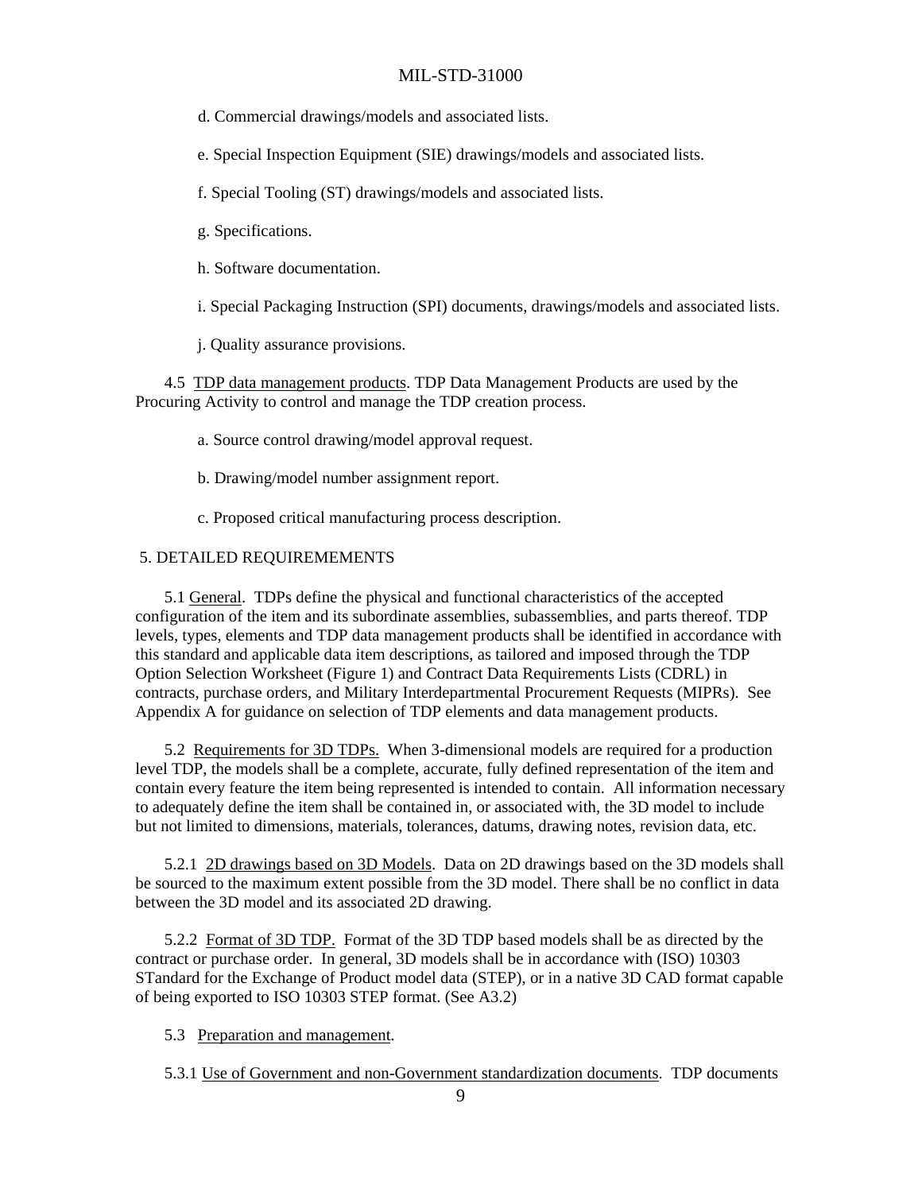d. Commercial drawings/models and associated lists.

e. Special Inspection Equipment (SIE) drawings/models and associated lists.

f. Special Tooling (ST) drawings/models and associated lists.

g. Specifications.

h. Software documentation.

i. Special Packaging Instruction (SPI) documents, drawings/models and associated lists.

j. Quality assurance provisions.

4.5 TDP data management products. TDP Data Management Products are used by the Procuring Activity to control and manage the TDP creation process.

a. Source control drawing/model approval request.

b. Drawing/model number assignment report.

c. Proposed critical manufacturing process description.

## 5. DETAILED REQUIREMEMENTS

5.1 General. TDPs define the physical and functional characteristics of the accepted configuration of the item and its subordinate assemblies, subassemblies, and parts thereof. TDP levels, types, elements and TDP data management products shall be identified in accordance with this standard and applicable data item descriptions, as tailored and imposed through the TDP Option Selection Worksheet (Figure 1) and Contract Data Requirements Lists (CDRL) in contracts, purchase orders, and Military Interdepartmental Procurement Requests (MIPRs). See Appendix A for guidance on selection of TDP elements and data management products.

5.2 Requirements for 3D TDPs. When 3-dimensional models are required for a production level TDP, the models shall be a complete, accurate, fully defined representation of the item and contain every feature the item being represented is intended to contain. All information necessary to adequately define the item shall be contained in, or associated with, the 3D model to include but not limited to dimensions, materials, tolerances, datums, drawing notes, revision data, etc.

5.2.1 2D drawings based on 3D Models. Data on 2D drawings based on the 3D models shall be sourced to the maximum extent possible from the 3D model. There shall be no conflict in data between the 3D model and its associated 2D drawing.

5.2.2 Format of 3D TDP. Format of the 3D TDP based models shall be as directed by the contract or purchase order. In general, 3D models shall be in accordance with (ISO) 10303 STandard for the Exchange of Product model data (STEP), or in a native 3D CAD format capable of being exported to ISO 10303 STEP format. (See A3.2)

5.3 Preparation and management.

5.3.1 Use of Government and non-Government standardization documents. TDP documents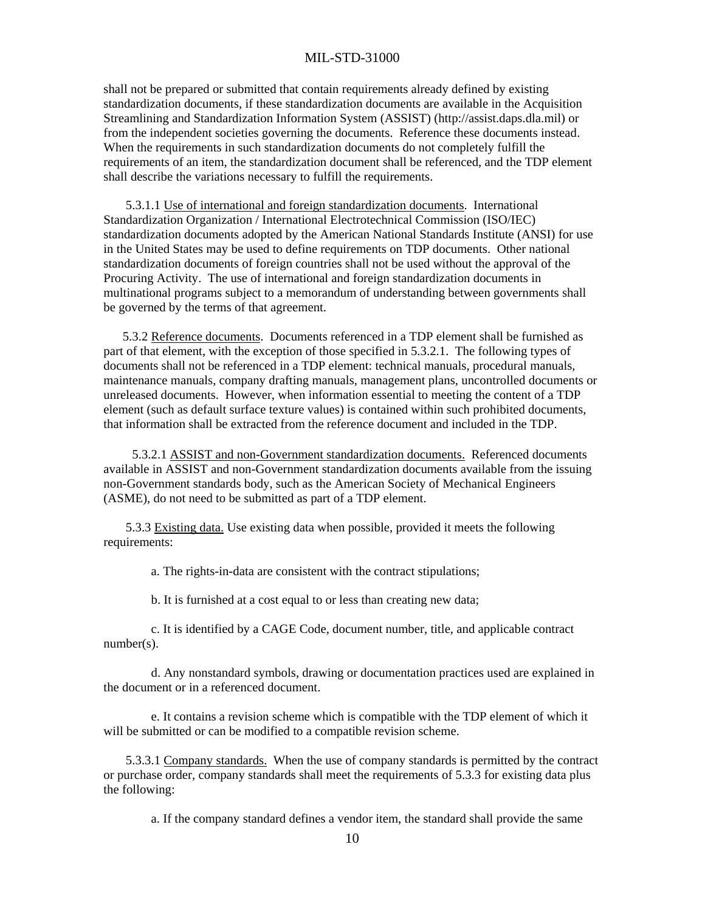shall not be prepared or submitted that contain requirements already defined by existing standardization documents, if these standardization documents are available in the Acquisition Streamlining and Standardization Information System (ASSIST) (http://assist.daps.dla.mil) or from the independent societies governing the documents. Reference these documents instead. When the requirements in such standardization documents do not completely fulfill the requirements of an item, the standardization document shall be referenced, and the TDP element shall describe the variations necessary to fulfill the requirements.

5.3.1.1 Use of international and foreign standardization documents. International Standardization Organization / International Electrotechnical Commission (ISO/IEC) standardization documents adopted by the American National Standards Institute (ANSI) for use in the United States may be used to define requirements on TDP documents. Other national standardization documents of foreign countries shall not be used without the approval of the Procuring Activity. The use of international and foreign standardization documents in multinational programs subject to a memorandum of understanding between governments shall be governed by the terms of that agreement.

5.3.2 Reference documents. Documents referenced in a TDP element shall be furnished as part of that element, with the exception of those specified in 5.3.2.1. The following types of documents shall not be referenced in a TDP element: technical manuals, procedural manuals, maintenance manuals, company drafting manuals, management plans, uncontrolled documents or unreleased documents. However, when information essential to meeting the content of a TDP element (such as default surface texture values) is contained within such prohibited documents, that information shall be extracted from the reference document and included in the TDP.

5.3.2.1 ASSIST and non-Government standardization documents. Referenced documents available in ASSIST and non-Government standardization documents available from the issuing non-Government standards body, such as the American Society of Mechanical Engineers (ASME), do not need to be submitted as part of a TDP element.

5.3.3 Existing data. Use existing data when possible, provided it meets the following requirements:

a. The rights-in-data are consistent with the contract stipulations;

b. It is furnished at a cost equal to or less than creating new data;

c. It is identified by a CAGE Code, document number, title, and applicable contract number(s).

d. Any nonstandard symbols, drawing or documentation practices used are explained in the document or in a referenced document.

e. It contains a revision scheme which is compatible with the TDP element of which it will be submitted or can be modified to a compatible revision scheme.

5.3.3.1 Company standards. When the use of company standards is permitted by the contract or purchase order, company standards shall meet the requirements of 5.3.3 for existing data plus the following:

a. If the company standard defines a vendor item, the standard shall provide the same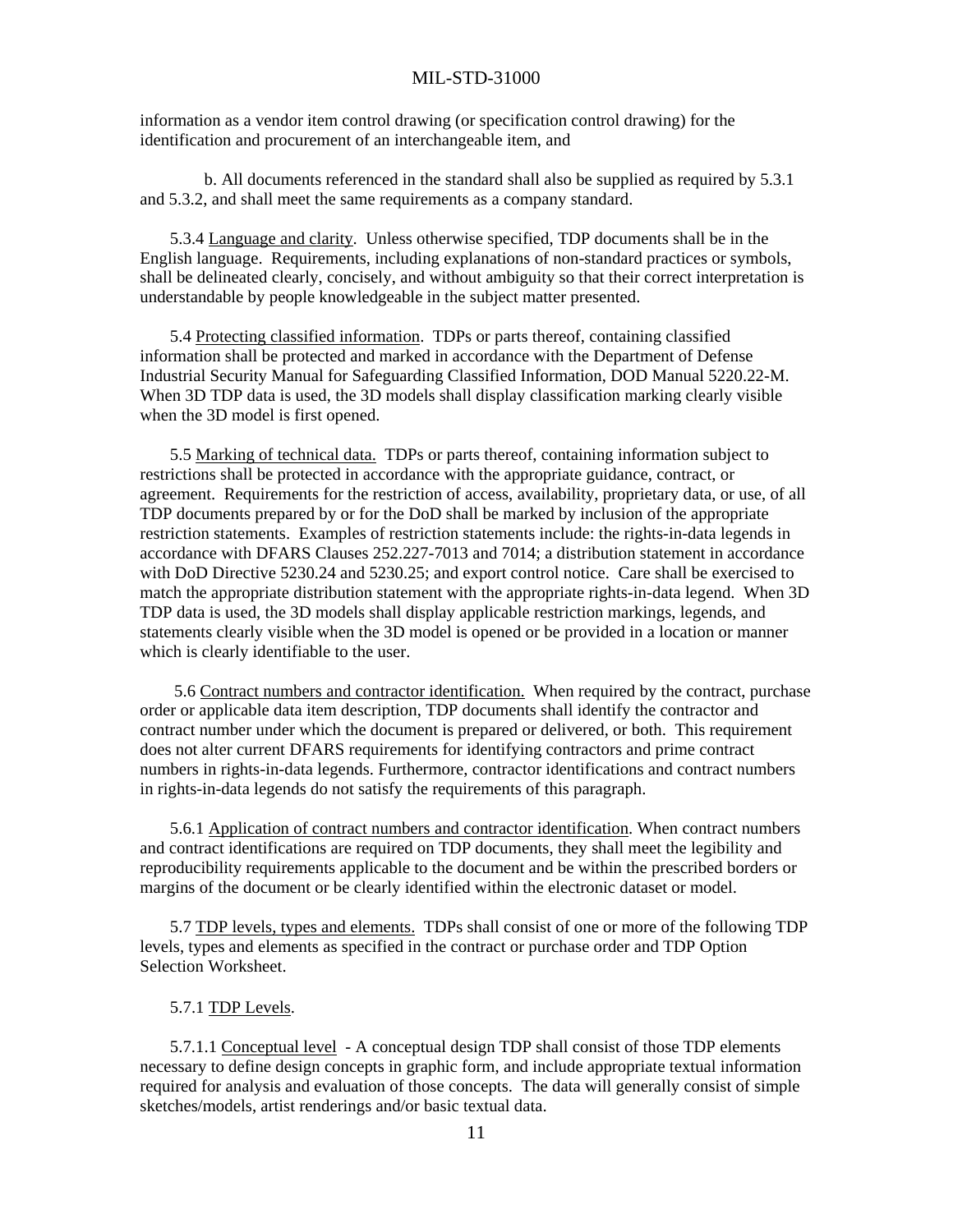information as a vendor item control drawing (or specification control drawing) for the identification and procurement of an interchangeable item, and

b. All documents referenced in the standard shall also be supplied as required by 5.3.1 and 5.3.2, and shall meet the same requirements as a company standard.

5.3.4 Language and clarity. Unless otherwise specified, TDP documents shall be in the English language. Requirements, including explanations of non-standard practices or symbols, shall be delineated clearly, concisely, and without ambiguity so that their correct interpretation is understandable by people knowledgeable in the subject matter presented.

5.4 Protecting classified information. TDPs or parts thereof, containing classified information shall be protected and marked in accordance with the Department of Defense Industrial Security Manual for Safeguarding Classified Information, DOD Manual 5220.22-M. When 3D TDP data is used, the 3D models shall display classification marking clearly visible when the 3D model is first opened.

5.5 Marking of technical data. TDPs or parts thereof, containing information subject to restrictions shall be protected in accordance with the appropriate guidance, contract, or agreement. Requirements for the restriction of access, availability, proprietary data, or use, of all TDP documents prepared by or for the DoD shall be marked by inclusion of the appropriate restriction statements. Examples of restriction statements include: the rights-in-data legends in accordance with DFARS Clauses 252.227-7013 and 7014; a distribution statement in accordance with DoD Directive 5230.24 and 5230.25; and export control notice. Care shall be exercised to match the appropriate distribution statement with the appropriate rights-in-data legend. When 3D TDP data is used, the 3D models shall display applicable restriction markings, legends, and statements clearly visible when the 3D model is opened or be provided in a location or manner which is clearly identifiable to the user.

5.6 Contract numbers and contractor identification. When required by the contract, purchase order or applicable data item description, TDP documents shall identify the contractor and contract number under which the document is prepared or delivered, or both. This requirement does not alter current DFARS requirements for identifying contractors and prime contract numbers in rights-in-data legends. Furthermore, contractor identifications and contract numbers in rights-in-data legends do not satisfy the requirements of this paragraph.

5.6.1 Application of contract numbers and contractor identification. When contract numbers and contract identifications are required on TDP documents, they shall meet the legibility and reproducibility requirements applicable to the document and be within the prescribed borders or margins of the document or be clearly identified within the electronic dataset or model.

5.7 TDP levels, types and elements. TDPs shall consist of one or more of the following TDP levels, types and elements as specified in the contract or purchase order and TDP Option Selection Worksheet.

5.7.1 TDP Levels.

5.7.1.1 Conceptual level - A conceptual design TDP shall consist of those TDP elements necessary to define design concepts in graphic form, and include appropriate textual information required for analysis and evaluation of those concepts. The data will generally consist of simple sketches/models, artist renderings and/or basic textual data.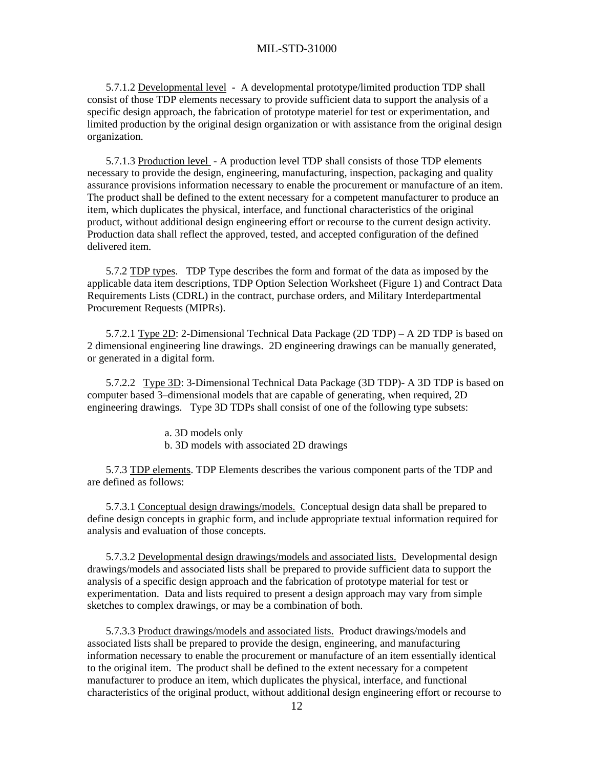5.7.1.2 Developmental level - A developmental prototype/limited production TDP shall consist of those TDP elements necessary to provide sufficient data to support the analysis of a specific design approach, the fabrication of prototype materiel for test or experimentation, and limited production by the original design organization or with assistance from the original design organization.

5.7.1.3 Production level - A production level TDP shall consists of those TDP elements necessary to provide the design, engineering, manufacturing, inspection, packaging and quality assurance provisions information necessary to enable the procurement or manufacture of an item. The product shall be defined to the extent necessary for a competent manufacturer to produce an item, which duplicates the physical, interface, and functional characteristics of the original product, without additional design engineering effort or recourse to the current design activity. Production data shall reflect the approved, tested, and accepted configuration of the defined delivered item.

5.7.2 TDP types. TDP Type describes the form and format of the data as imposed by the applicable data item descriptions, TDP Option Selection Worksheet (Figure 1) and Contract Data Requirements Lists (CDRL) in the contract, purchase orders, and Military Interdepartmental Procurement Requests (MIPRs).

5.7.2.1 Type 2D: 2-Dimensional Technical Data Package (2D TDP) – A 2D TDP is based on 2 dimensional engineering line drawings. 2D engineering drawings can be manually generated, or generated in a digital form.

5.7.2.2 Type 3D: 3-Dimensional Technical Data Package (3D TDP)- A 3D TDP is based on computer based 3–dimensional models that are capable of generating, when required, 2D engineering drawings. Type 3D TDPs shall consist of one of the following type subsets:

a. 3D models only
b. 3D models with associated 2D drawings

5.7.3 TDP elements. TDP Elements describes the various component parts of the TDP and are defined as follows:

5.7.3.1 Conceptual design drawings/models. Conceptual design data shall be prepared to define design concepts in graphic form, and include appropriate textual information required for analysis and evaluation of those concepts.

5.7.3.2 Developmental design drawings/models and associated lists. Developmental design drawings/models and associated lists shall be prepared to provide sufficient data to support the analysis of a specific design approach and the fabrication of prototype material for test or experimentation. Data and lists required to present a design approach may vary from simple sketches to complex drawings, or may be a combination of both.

5.7.3.3 Product drawings/models and associated lists. Product drawings/models and associated lists shall be prepared to provide the design, engineering, and manufacturing information necessary to enable the procurement or manufacture of an item essentially identical to the original item. The product shall be defined to the extent necessary for a competent manufacturer to produce an item, which duplicates the physical, interface, and functional characteristics of the original product, without additional design engineering effort or recourse to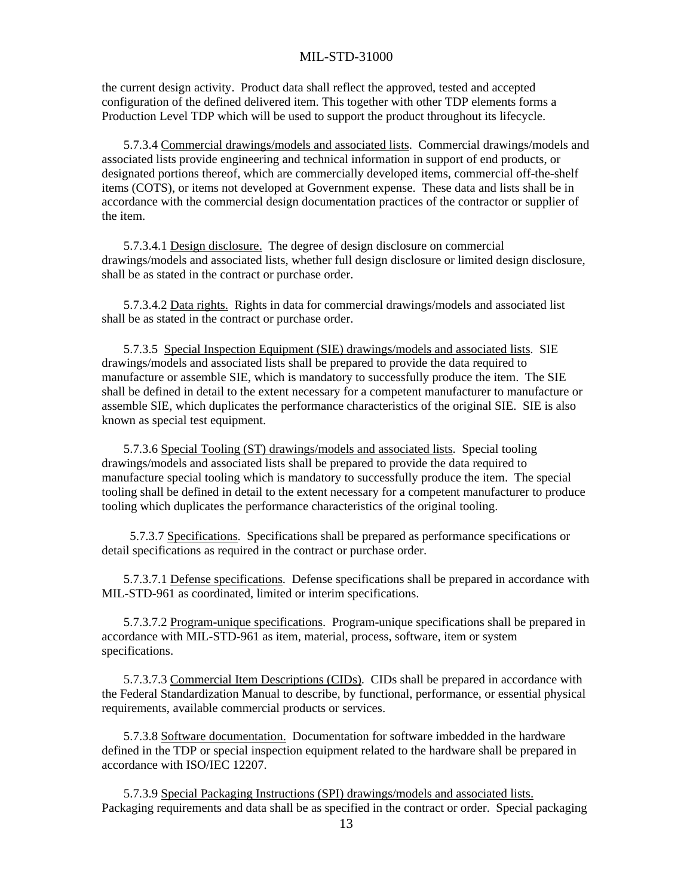the current design activity. Product data shall reflect the approved, tested and accepted configuration of the defined delivered item. This together with other TDP elements forms a Production Level TDP which will be used to support the product throughout its lifecycle.

5.7.3.4 Commercial drawings/models and associated lists. Commercial drawings/models and associated lists provide engineering and technical information in support of end products, or designated portions thereof, which are commercially developed items, commercial off-the-shelf items (COTS), or items not developed at Government expense. These data and lists shall be in accordance with the commercial design documentation practices of the contractor or supplier of the item.

5.7.3.4.1 Design disclosure. The degree of design disclosure on commercial drawings/models and associated lists, whether full design disclosure or limited design disclosure, shall be as stated in the contract or purchase order.

5.7.3.4.2 Data rights. Rights in data for commercial drawings/models and associated list shall be as stated in the contract or purchase order.

5.7.3.5 Special Inspection Equipment (SIE) drawings/models and associated lists. SIE drawings/models and associated lists shall be prepared to provide the data required to manufacture or assemble SIE, which is mandatory to successfully produce the item. The SIE shall be defined in detail to the extent necessary for a competent manufacturer to manufacture or assemble SIE, which duplicates the performance characteristics of the original SIE. SIE is also known as special test equipment.

5.7.3.6 Special Tooling (ST) drawings/models and associated lists. Special tooling drawings/models and associated lists shall be prepared to provide the data required to manufacture special tooling which is mandatory to successfully produce the item. The special tooling shall be defined in detail to the extent necessary for a competent manufacturer to produce tooling which duplicates the performance characteristics of the original tooling.

5.7.3.7 Specifications. Specifications shall be prepared as performance specifications or detail specifications as required in the contract or purchase order.

5.7.3.7.1 Defense specifications. Defense specifications shall be prepared in accordance with MIL-STD-961 as coordinated, limited or interim specifications.

5.7.3.7.2 Program-unique specifications. Program-unique specifications shall be prepared in accordance with MIL-STD-961 as item, material, process, software, item or system specifications.

5.7.3.7.3 Commercial Item Descriptions (CIDs). CIDs shall be prepared in accordance with the Federal Standardization Manual to describe, by functional, performance, or essential physical requirements, available commercial products or services.

5.7.3.8 Software documentation. Documentation for software imbedded in the hardware defined in the TDP or special inspection equipment related to the hardware shall be prepared in accordance with ISO/IEC 12207.

5.7.3.9 Special Packaging Instructions (SPI) drawings/models and associated lists. Packaging requirements and data shall be as specified in the contract or order. Special packaging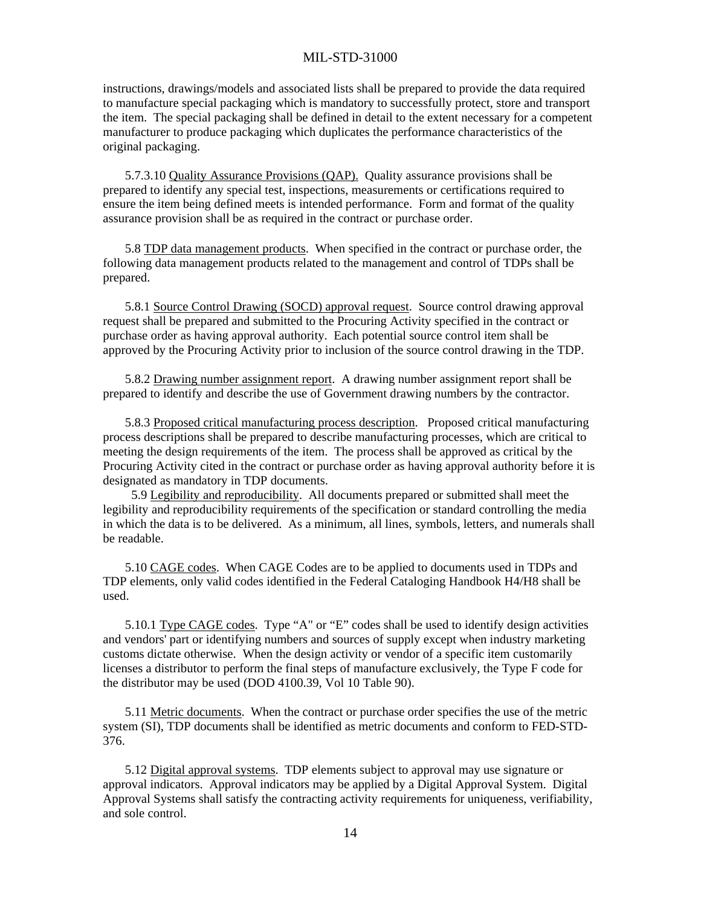instructions, drawings/models and associated lists shall be prepared to provide the data required to manufacture special packaging which is mandatory to successfully protect, store and transport the item. The special packaging shall be defined in detail to the extent necessary for a competent manufacturer to produce packaging which duplicates the performance characteristics of the original packaging.

5.7.3.10 Quality Assurance Provisions (QAP). Quality assurance provisions shall be prepared to identify any special test, inspections, measurements or certifications required to ensure the item being defined meets is intended performance. Form and format of the quality assurance provision shall be as required in the contract or purchase order.

5.8 TDP data management products. When specified in the contract or purchase order, the following data management products related to the management and control of TDPs shall be prepared.

5.8.1 Source Control Drawing (SOCD) approval request. Source control drawing approval request shall be prepared and submitted to the Procuring Activity specified in the contract or purchase order as having approval authority. Each potential source control item shall be approved by the Procuring Activity prior to inclusion of the source control drawing in the TDP.

5.8.2 Drawing number assignment report. A drawing number assignment report shall be prepared to identify and describe the use of Government drawing numbers by the contractor.

5.8.3 Proposed critical manufacturing process description. Proposed critical manufacturing process descriptions shall be prepared to describe manufacturing processes, which are critical to meeting the design requirements of the item. The process shall be approved as critical by the Procuring Activity cited in the contract or purchase order as having approval authority before it is designated as mandatory in TDP documents.

5.9 Legibility and reproducibility. All documents prepared or submitted shall meet the legibility and reproducibility requirements of the specification or standard controlling the media in which the data is to be delivered. As a minimum, all lines, symbols, letters, and numerals shall be readable.

5.10 CAGE codes. When CAGE Codes are to be applied to documents used in TDPs and TDP elements, only valid codes identified in the Federal Cataloging Handbook H4/H8 shall be used.

5.10.1 Type CAGE codes. Type "A" or "E" codes shall be used to identify design activities and vendors' part or identifying numbers and sources of supply except when industry marketing customs dictate otherwise. When the design activity or vendor of a specific item customarily licenses a distributor to perform the final steps of manufacture exclusively, the Type F code for the distributor may be used (DOD 4100.39, Vol 10 Table 90).

5.11 Metric documents. When the contract or purchase order specifies the use of the metric system (SI), TDP documents shall be identified as metric documents and conform to FED-STD-376.

5.12 Digital approval systems. TDP elements subject to approval may use signature or approval indicators. Approval indicators may be applied by a Digital Approval System. Digital Approval Systems shall satisfy the contracting activity requirements for uniqueness, verifiability, and sole control.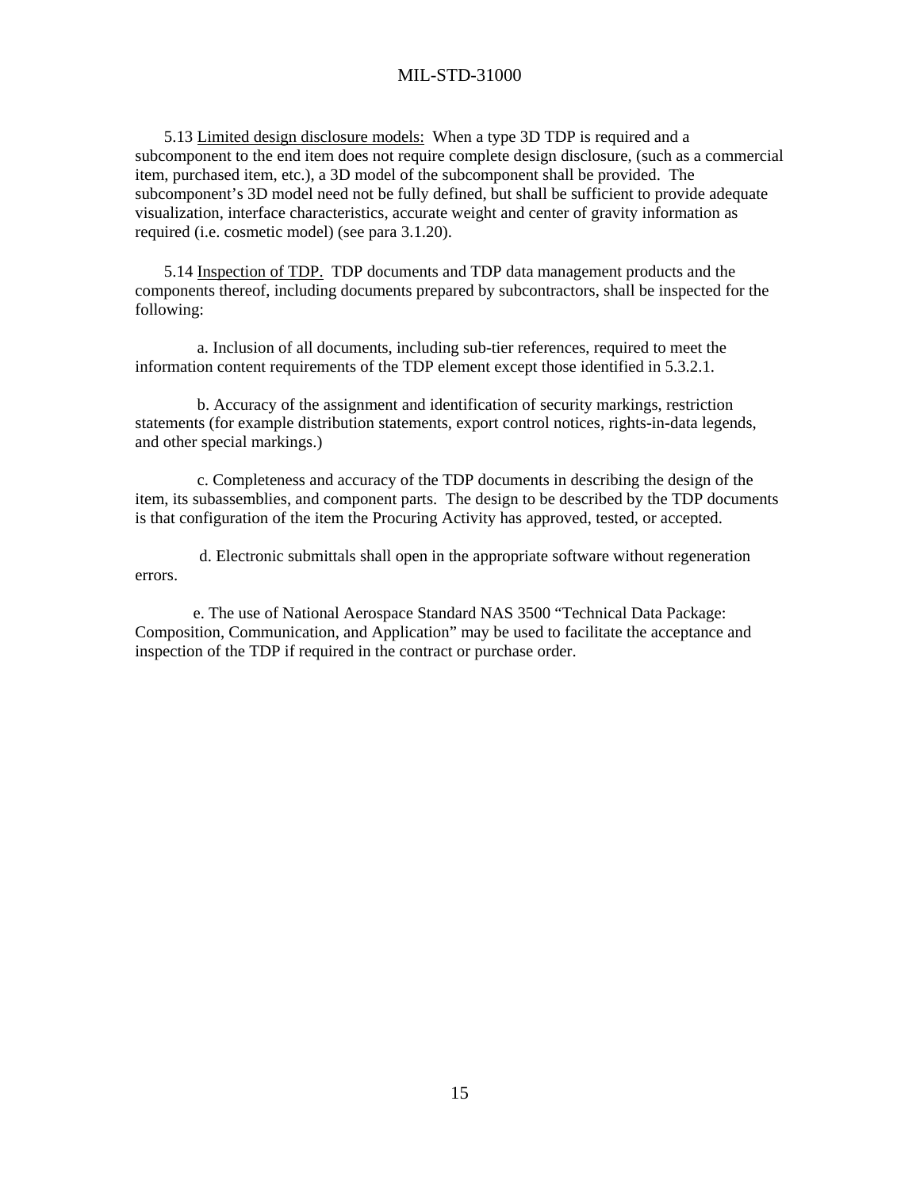5.13 <u>Limited design disclosure models:</u> When a type 3D TDP is required and a subcomponent to the end item does not require complete design disclosure, (such as a commercial item, purchased item, etc.), a 3D model of the subcomponent shall be provided. The subcomponent's 3D model need not be fully defined, but shall be sufficient to provide adequate visualization, interface characteristics, accurate weight and center of gravity information as required (i.e. cosmetic model) (see para 3.1.20).

5.14 <u>Inspection of TDP.</u> TDP documents and TDP data management products and the components thereof, including documents prepared by subcontractors, shall be inspected for the following:

a. Inclusion of all documents, including sub-tier references, required to meet the information content requirements of the TDP element except those identified in 5.3.2.1.

b. Accuracy of the assignment and identification of security markings, restriction statements (for example distribution statements, export control notices, rights-in-data legends, and other special markings.)

c. Completeness and accuracy of the TDP documents in describing the design of the item, its subassemblies, and component parts. The design to be described by the TDP documents is that configuration of the item the Procuring Activity has approved, tested, or accepted.

d. Electronic submittals shall open in the appropriate software without regeneration errors.

e. The use of National Aerospace Standard NAS 3500 "Technical Data Package: Composition, Communication, and Application" may be used to facilitate the acceptance and inspection of the TDP if required in the contract or purchase order.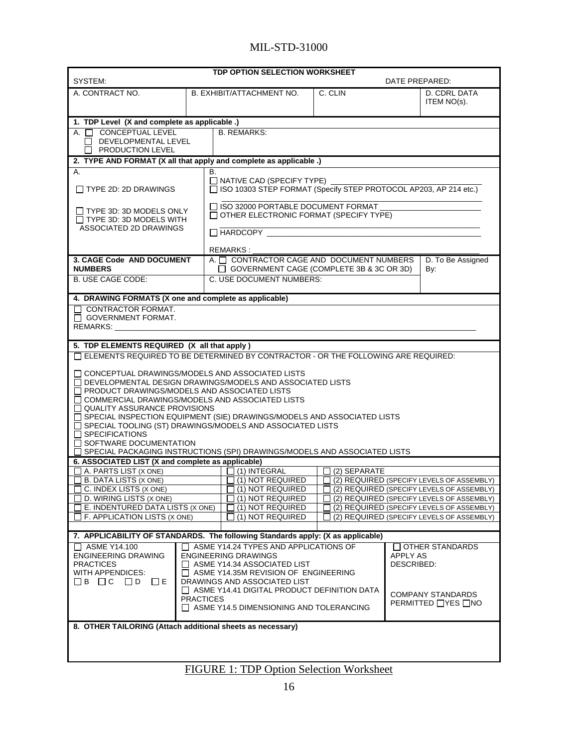**TDP OPTION SELECTION WORKSHEET**

SYSTEM: DATE PREPARED:

| A. CONTRACT NO. | B. EXHIBIT/ATTACHMENT NO. | C. CLIN | D. CDRL DATA ITEM NO(s). |
|---|---|---|---|
| | | | |

**1. TDP Level (X and complete as applicable .)**

| A. | B. REMARKS: |
|---|---|
| ☐ CONCEPTUAL LEVEL<br>☐ DEVELOPMENTAL LEVEL<br>☐ PRODUCTION LEVEL | |

**2. TYPE AND FORMAT (X all that apply and complete as applicable .)**

| A. | B. |
|---|---|
| ☐ TYPE 2D: 2D DRAWINGS<br><br>☐ TYPE 3D: 3D MODELS ONLY<br>☐ TYPE 3D: 3D MODELS WITH ASSOCIATED 2D DRAWINGS | ☐ NATIVE CAD (SPECIFY TYPE) ______<br>☐ ISO 10303 STEP FORMAT (Specify STEP PROTOCOL AP203, AP 214 etc.) ______<br>☐ ISO 32000 PORTABLE DOCUMENT FORMAT ______<br>☐ OTHER ELECTRONIC FORMAT (SPECIFY TYPE) ______<br>☐ HARDCOPY ______<br><br>REMARKS : ______ |

| 3. CAGE Code AND DOCUMENT NUMBERS | A. ☐ CONTRACTOR CAGE AND DOCUMENT NUMBERS<br>☐ GOVERNMENT CAGE (COMPLETE 3B & 3C OR 3D) | D. To Be Assigned By: |
|---|---|---|
| B. USE CAGE CODE: | C. USE DOCUMENT NUMBERS: | |

**4. DRAWING FORMATS (X one and complete as applicable)**

☐ CONTRACTOR FORMAT.
☐ GOVERNMENT FORMAT.
REMARKS: ______

**5. TDP ELEMENTS REQUIRED (X all that apply )**

☐ ELEMENTS REQUIRED TO BE DETERMINED BY CONTRACTOR - OR THE FOLLOWING ARE REQUIRED:

☐ CONCEPTUAL DRAWINGS/MODELS AND ASSOCIATED LISTS
☐ DEVELOPMENTAL DESIGN DRAWINGS/MODELS AND ASSOCIATED LISTS
☐ PRODUCT DRAWINGS/MODELS AND ASSOCIATED LISTS
☐ COMMERCIAL DRAWINGS/MODELS AND ASSOCIATED LISTS
☐ QUALITY ASSURANCE PROVISIONS
☐ SPECIAL INSPECTION EQUIPMENT (SIE) DRAWINGS/MODELS AND ASSOCIATED LISTS
☐ SPECIAL TOOLING (ST) DRAWINGS/MODELS AND ASSOCIATED LISTS
☐ SPECIFICATIONS
☐ SOFTWARE DOCUMENTATION
☐ SPECIAL PACKAGING INSTRUCTIONS (SPI) DRAWINGS/MODELS AND ASSOCIATED LISTS

**6. ASSOCIATED LIST (X and complete as applicable)**

| | | |
|---|---|---|
| ☐ A. PARTS LIST (X ONE) | ☐ (1) INTEGRAL | ☐ (2) SEPARATE |
| ☐ B. DATA LISTS (X ONE) | ☐ (1) NOT REQUIRED | ☐ (2) REQUIRED (SPECIFY LEVELS OF ASSEMBLY) |
| ☐ C. INDEX LISTS (X ONE) | ☐ (1) NOT REQUIRED | ☐ (2) REQUIRED (SPECIFY LEVELS OF ASSEMBLY) |
| ☐ D. WIRING LISTS (X ONE) | ☐ (1) NOT REQUIRED | ☐ (2) REQUIRED (SPECIFY LEVELS OF ASSEMBLY) |
| ☐ E. INDENTURED DATA LISTS (X ONE) | ☐ (1) NOT REQUIRED | ☐ (2) REQUIRED (SPECIFY LEVELS OF ASSEMBLY) |
| ☐ F. APPLICATION LISTS (X ONE) | ☐ (1) NOT REQUIRED | ☐ (2) REQUIRED (SPECIFY LEVELS OF ASSEMBLY) |

**7. APPLICABILITY OF STANDARDS. The following Standards apply: (X as applicable)**

| | | |
|---|---|---|
| ☐ ASME Y14.100 ENGINEERING DRAWING PRACTICES WITH APPENDICES:<br>☐ B ☐ C ☐ D ☐ E | ☐ ASME Y14.24 TYPES AND APPLICATIONS OF ENGINEERING DRAWINGS<br>☐ ASME Y14.34 ASSOCIATED LIST<br>☐ ASME Y14.35M REVISION OF ENGINEERING DRAWINGS AND ASSOCIATED LIST<br>☐ ASME Y14.41 DIGITAL PRODUCT DEFINITION DATA PRACTICES<br>☐ ASME Y14.5 DIMENSIONING AND TOLERANCING | ☐ OTHER STANDARDS APPLY AS DESCRIBED:<br><br>COMPANY STANDARDS PERMITTED ☐YES ☐NO |

**8. OTHER TAILORING (Attach additional sheets as necessary)**

FIGURE 1: TDP Option Selection Worksheet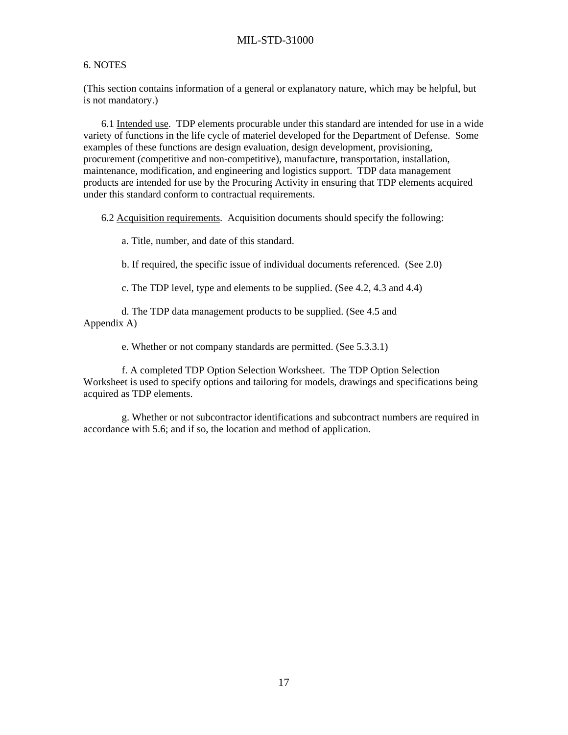# 6. NOTES

(This section contains information of a general or explanatory nature, which may be helpful, but is not mandatory.)

6.1 Intended use. TDP elements procurable under this standard are intended for use in a wide variety of functions in the life cycle of materiel developed for the Department of Defense. Some examples of these functions are design evaluation, design development, provisioning, procurement (competitive and non-competitive), manufacture, transportation, installation, maintenance, modification, and engineering and logistics support. TDP data management products are intended for use by the Procuring Activity in ensuring that TDP elements acquired under this standard conform to contractual requirements.

6.2 Acquisition requirements. Acquisition documents should specify the following:

a. Title, number, and date of this standard.

b. If required, the specific issue of individual documents referenced. (See 2.0)

c. The TDP level, type and elements to be supplied. (See 4.2, 4.3 and 4.4)

d. The TDP data management products to be supplied. (See 4.5 and Appendix A)

e. Whether or not company standards are permitted. (See 5.3.3.1)

f. A completed TDP Option Selection Worksheet. The TDP Option Selection Worksheet is used to specify options and tailoring for models, drawings and specifications being acquired as TDP elements.

g. Whether or not subcontractor identifications and subcontract numbers are required in accordance with 5.6; and if so, the location and method of application.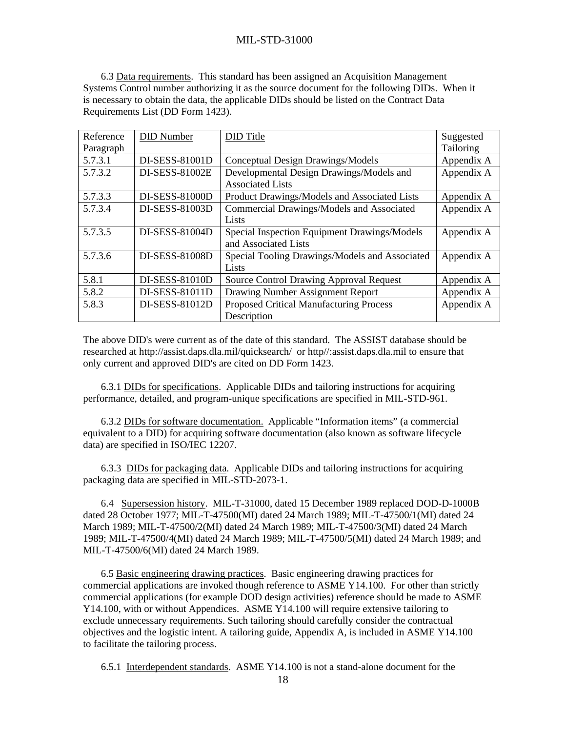6.3 Data requirements. This standard has been assigned an Acquisition Management Systems Control number authorizing it as the source document for the following DIDs. When it is necessary to obtain the data, the applicable DIDs should be listed on the Contract Data Requirements List (DD Form 1423).

| Reference Paragraph | DID Number | DID Title | Suggested Tailoring |
|---|---|---|---|
| 5.7.3.1 | DI-SESS-81001D | Conceptual Design Drawings/Models | Appendix A |
| 5.7.3.2 | DI-SESS-81002E | Developmental Design Drawings/Models and Associated Lists | Appendix A |
| 5.7.3.3 | DI-SESS-81000D | Product Drawings/Models and Associated Lists | Appendix A |
| 5.7.3.4 | DI-SESS-81003D | Commercial Drawings/Models and Associated Lists | Appendix A |
| 5.7.3.5 | DI-SESS-81004D | Special Inspection Equipment Drawings/Models and Associated Lists | Appendix A |
| 5.7.3.6 | DI-SESS-81008D | Special Tooling Drawings/Models and Associated Lists | Appendix A |
| 5.8.1 | DI-SESS-81010D | Source Control Drawing Approval Request | Appendix A |
| 5.8.2 | DI-SESS-81011D | Drawing Number Assignment Report | Appendix A |
| 5.8.3 | DI-SESS-81012D | Proposed Critical Manufacturing Process Description | Appendix A |

The above DID's were current as of the date of this standard. The ASSIST database should be researched at http://assist.daps.dla.mil/quicksearch/ or http//:assist.daps.dla.mil to ensure that only current and approved DID's are cited on DD Form 1423.

6.3.1 DIDs for specifications. Applicable DIDs and tailoring instructions for acquiring performance, detailed, and program-unique specifications are specified in MIL-STD-961.

6.3.2 DIDs for software documentation. Applicable "Information items" (a commercial equivalent to a DID) for acquiring software documentation (also known as software lifecycle data) are specified in ISO/IEC 12207.

6.3.3 DIDs for packaging data. Applicable DIDs and tailoring instructions for acquiring packaging data are specified in MIL-STD-2073-1.

6.4 Supersession history. MIL-T-31000, dated 15 December 1989 replaced DOD-D-1000B dated 28 October 1977; MIL-T-47500(MI) dated 24 March 1989; MIL-T-47500/1(MI) dated 24 March 1989; MIL-T-47500/2(MI) dated 24 March 1989; MIL-T-47500/3(MI) dated 24 March 1989; MIL-T-47500/4(MI) dated 24 March 1989; MIL-T-47500/5(MI) dated 24 March 1989; and MIL-T-47500/6(MI) dated 24 March 1989.

6.5 Basic engineering drawing practices. Basic engineering drawing practices for commercial applications are invoked though reference to ASME Y14.100. For other than strictly commercial applications (for example DOD design activities) reference should be made to ASME Y14.100, with or without Appendices. ASME Y14.100 will require extensive tailoring to exclude unnecessary requirements. Such tailoring should carefully consider the contractual objectives and the logistic intent. A tailoring guide, Appendix A, is included in ASME Y14.100 to facilitate the tailoring process.

6.5.1 Interdependent standards. ASME Y14.100 is not a stand-alone document for the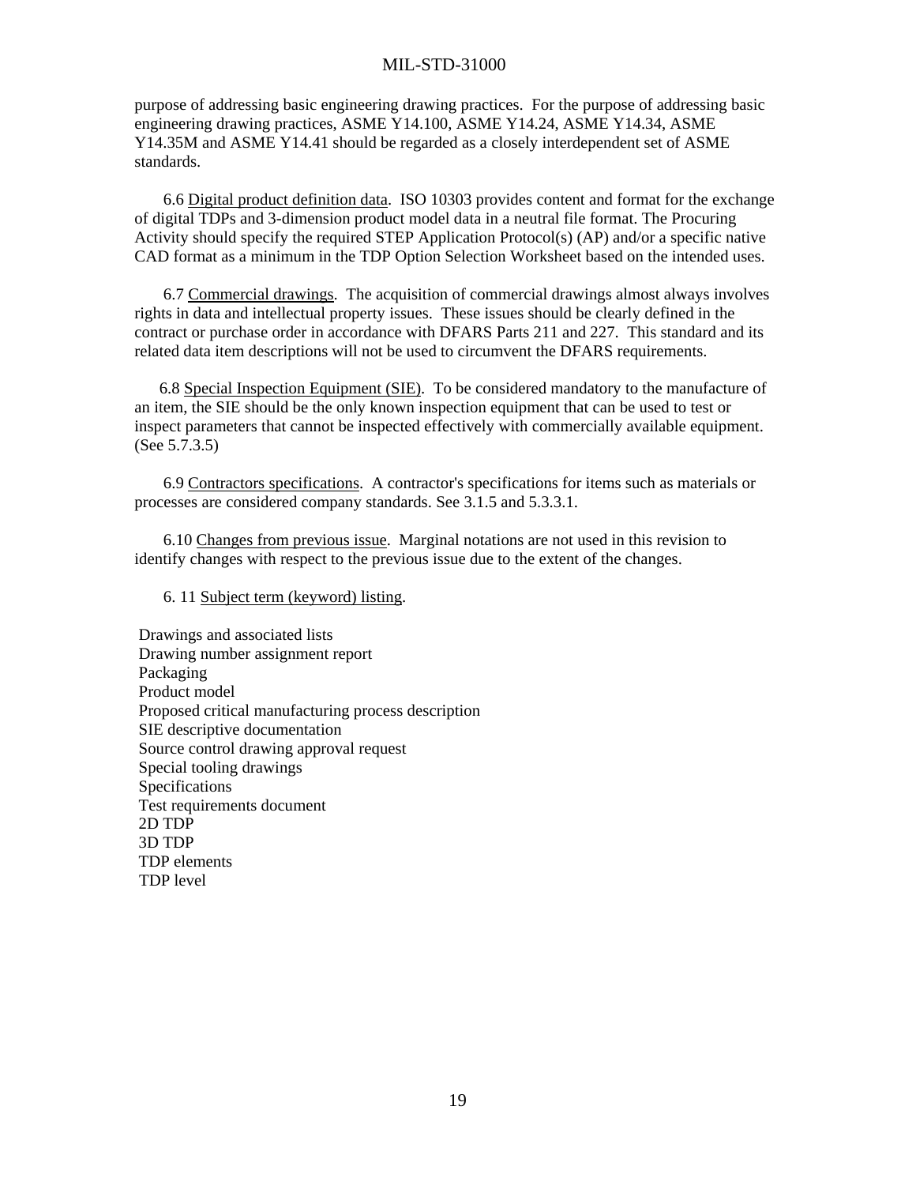purpose of addressing basic engineering drawing practices. For the purpose of addressing basic engineering drawing practices, ASME Y14.100, ASME Y14.24, ASME Y14.34, ASME Y14.35M and ASME Y14.41 should be regarded as a closely interdependent set of ASME standards.

6.6 Digital product definition data. ISO 10303 provides content and format for the exchange of digital TDPs and 3-dimension product model data in a neutral file format. The Procuring Activity should specify the required STEP Application Protocol(s) (AP) and/or a specific native CAD format as a minimum in the TDP Option Selection Worksheet based on the intended uses.

6.7 Commercial drawings. The acquisition of commercial drawings almost always involves rights in data and intellectual property issues. These issues should be clearly defined in the contract or purchase order in accordance with DFARS Parts 211 and 227. This standard and its related data item descriptions will not be used to circumvent the DFARS requirements.

6.8 Special Inspection Equipment (SIE). To be considered mandatory to the manufacture of an item, the SIE should be the only known inspection equipment that can be used to test or inspect parameters that cannot be inspected effectively with commercially available equipment. (See 5.7.3.5)

6.9 Contractors specifications. A contractor's specifications for items such as materials or processes are considered company standards. See 3.1.5 and 5.3.3.1.

6.10 Changes from previous issue. Marginal notations are not used in this revision to identify changes with respect to the previous issue due to the extent of the changes.

6. 11 Subject term (keyword) listing.

Drawings and associated lists
Drawing number assignment report
Packaging
Product model
Proposed critical manufacturing process description
SIE descriptive documentation
Source control drawing approval request
Special tooling drawings
Specifications
Test requirements document
2D TDP
3D TDP
TDP elements
TDP level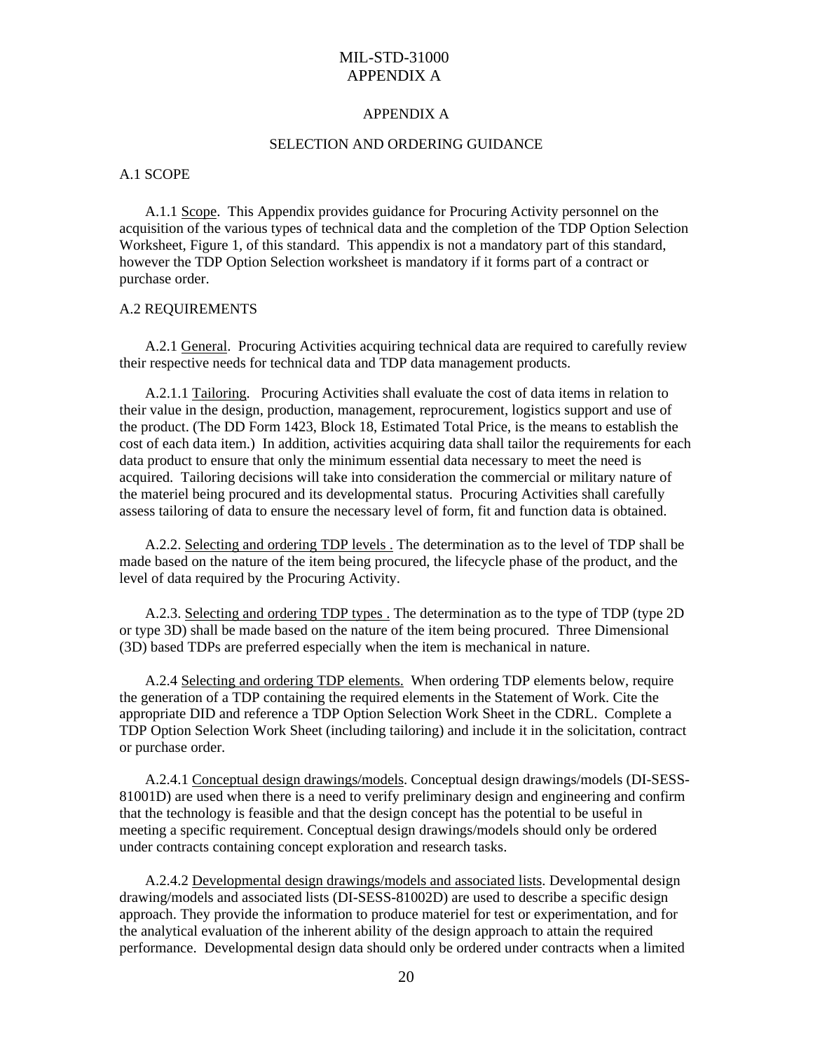# APPENDIX A

## SELECTION AND ORDERING GUIDANCE

### A.1 SCOPE

A.1.1 Scope. This Appendix provides guidance for Procuring Activity personnel on the acquisition of the various types of technical data and the completion of the TDP Option Selection Worksheet, Figure 1, of this standard. This appendix is not a mandatory part of this standard, however the TDP Option Selection worksheet is mandatory if it forms part of a contract or purchase order.

### A.2 REQUIREMENTS

A.2.1 General. Procuring Activities acquiring technical data are required to carefully review their respective needs for technical data and TDP data management products.

A.2.1.1 Tailoring. Procuring Activities shall evaluate the cost of data items in relation to their value in the design, production, management, reprocurement, logistics support and use of the product. (The DD Form 1423, Block 18, Estimated Total Price, is the means to establish the cost of each data item.) In addition, activities acquiring data shall tailor the requirements for each data product to ensure that only the minimum essential data necessary to meet the need is acquired. Tailoring decisions will take into consideration the commercial or military nature of the materiel being procured and its developmental status. Procuring Activities shall carefully assess tailoring of data to ensure the necessary level of form, fit and function data is obtained.

A.2.2. Selecting and ordering TDP levels . The determination as to the level of TDP shall be made based on the nature of the item being procured, the lifecycle phase of the product, and the level of data required by the Procuring Activity.

A.2.3. Selecting and ordering TDP types . The determination as to the type of TDP (type 2D or type 3D) shall be made based on the nature of the item being procured. Three Dimensional (3D) based TDPs are preferred especially when the item is mechanical in nature.

A.2.4 Selecting and ordering TDP elements. When ordering TDP elements below, require the generation of a TDP containing the required elements in the Statement of Work. Cite the appropriate DID and reference a TDP Option Selection Work Sheet in the CDRL. Complete a TDP Option Selection Work Sheet (including tailoring) and include it in the solicitation, contract or purchase order.

A.2.4.1 Conceptual design drawings/models. Conceptual design drawings/models (DI-SESS-81001D) are used when there is a need to verify preliminary design and engineering and confirm that the technology is feasible and that the design concept has the potential to be useful in meeting a specific requirement. Conceptual design drawings/models should only be ordered under contracts containing concept exploration and research tasks.

A.2.4.2 Developmental design drawings/models and associated lists. Developmental design drawing/models and associated lists (DI-SESS-81002D) are used to describe a specific design approach. They provide the information to produce materiel for test or experimentation, and for the analytical evaluation of the inherent ability of the design approach to attain the required performance. Developmental design data should only be ordered under contracts when a limited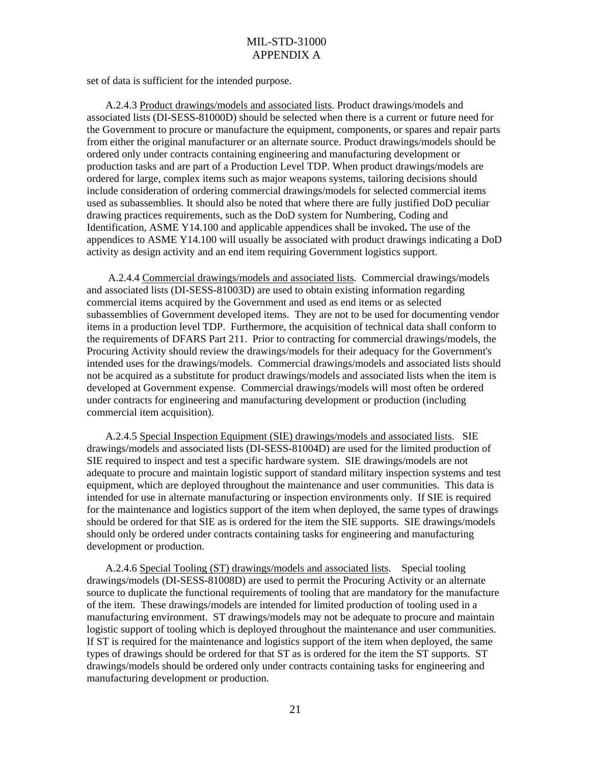set of data is sufficient for the intended purpose.

A.2.4.3 Product drawings/models and associated lists. Product drawings/models and associated lists (DI-SESS-81000D) should be selected when there is a current or future need for the Government to procure or manufacture the equipment, components, or spares and repair parts from either the original manufacturer or an alternate source. Product drawings/models should be ordered only under contracts containing engineering and manufacturing development or production tasks and are part of a Production Level TDP. When product drawings/models are ordered for large, complex items such as major weapons systems, tailoring decisions should include consideration of ordering commercial drawings/models for selected commercial items used as subassemblies. It should also be noted that where there are fully justified DoD peculiar drawing practices requirements, such as the DoD system for Numbering, Coding and Identification, ASME Y14.100 and applicable appendices shall be invoked**.** The use of the appendices to ASME Y14.100 will usually be associated with product drawings indicating a DoD activity as design activity and an end item requiring Government logistics support.

A.2.4.4 Commercial drawings/models and associated lists. Commercial drawings/models and associated lists (DI-SESS-81003D) are used to obtain existing information regarding commercial items acquired by the Government and used as end items or as selected subassemblies of Government developed items. They are not to be used for documenting vendor items in a production level TDP. Furthermore, the acquisition of technical data shall conform to the requirements of DFARS Part 211. Prior to contracting for commercial drawings/models, the Procuring Activity should review the drawings/models for their adequacy for the Government's intended uses for the drawings/models. Commercial drawings/models and associated lists should not be acquired as a substitute for product drawings/models and associated lists when the item is developed at Government expense. Commercial drawings/models will most often be ordered under contracts for engineering and manufacturing development or production (including commercial item acquisition).

A.2.4.5 Special Inspection Equipment (SIE) drawings/models and associated lists. SIE drawings/models and associated lists (DI-SESS-81004D) are used for the limited production of SIE required to inspect and test a specific hardware system. SIE drawings/models are not adequate to procure and maintain logistic support of standard military inspection systems and test equipment, which are deployed throughout the maintenance and user communities. This data is intended for use in alternate manufacturing or inspection environments only. If SIE is required for the maintenance and logistics support of the item when deployed, the same types of drawings should be ordered for that SIE as is ordered for the item the SIE supports. SIE drawings/models should only be ordered under contracts containing tasks for engineering and manufacturing development or production.

A.2.4.6 Special Tooling (ST) drawings/models and associated lists. Special tooling drawings/models (DI-SESS-81008D) are used to permit the Procuring Activity or an alternate source to duplicate the functional requirements of tooling that are mandatory for the manufacture of the item. These drawings/models are intended for limited production of tooling used in a manufacturing environment. ST drawings/models may not be adequate to procure and maintain logistic support of tooling which is deployed throughout the maintenance and user communities. If ST is required for the maintenance and logistics support of the item when deployed, the same types of drawings should be ordered for that ST as is ordered for the item the ST supports. ST drawings/models should be ordered only under contracts containing tasks for engineering and manufacturing development or production.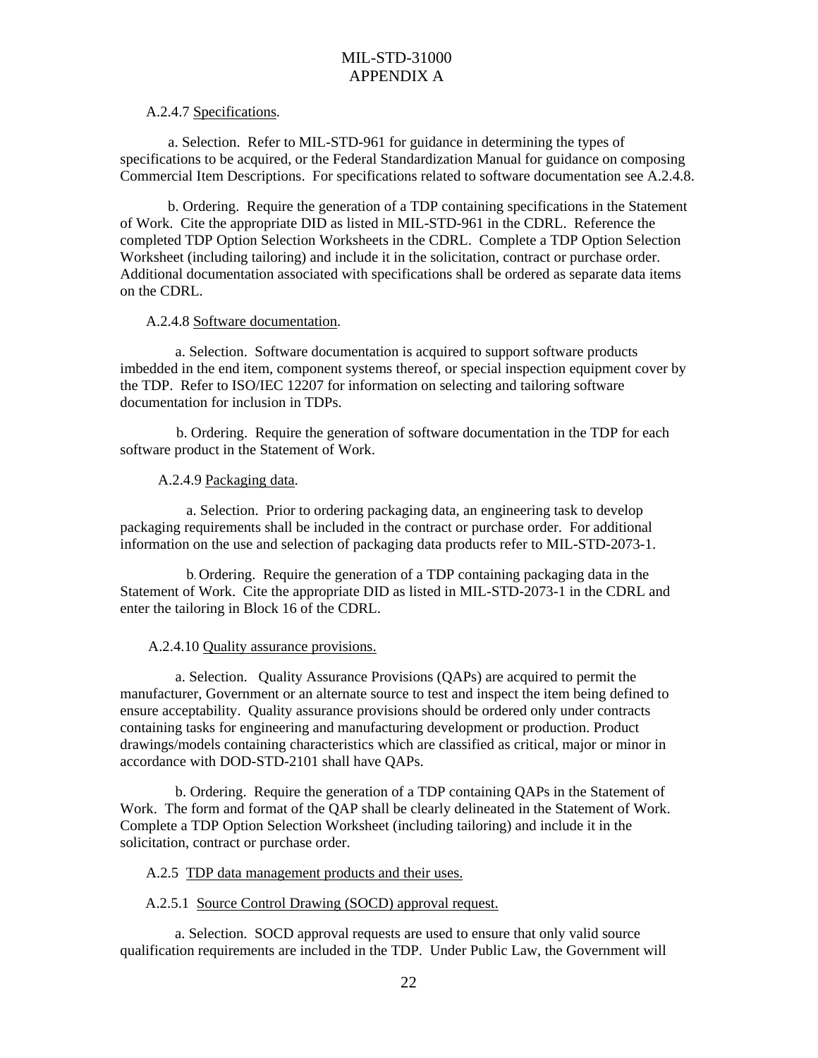A.2.4.7 Specifications.

a. Selection. Refer to MIL-STD-961 for guidance in determining the types of specifications to be acquired, or the Federal Standardization Manual for guidance on composing Commercial Item Descriptions. For specifications related to software documentation see A.2.4.8.

b. Ordering. Require the generation of a TDP containing specifications in the Statement of Work. Cite the appropriate DID as listed in MIL-STD-961 in the CDRL. Reference the completed TDP Option Selection Worksheets in the CDRL. Complete a TDP Option Selection Worksheet (including tailoring) and include it in the solicitation, contract or purchase order. Additional documentation associated with specifications shall be ordered as separate data items on the CDRL.

A.2.4.8 Software documentation.

a. Selection. Software documentation is acquired to support software products imbedded in the end item, component systems thereof, or special inspection equipment cover by the TDP. Refer to ISO/IEC 12207 for information on selecting and tailoring software documentation for inclusion in TDPs.

b. Ordering. Require the generation of software documentation in the TDP for each software product in the Statement of Work.

A.2.4.9 Packaging data.

a. Selection. Prior to ordering packaging data, an engineering task to develop packaging requirements shall be included in the contract or purchase order. For additional information on the use and selection of packaging data products refer to MIL-STD-2073-1.

b. Ordering. Require the generation of a TDP containing packaging data in the Statement of Work. Cite the appropriate DID as listed in MIL-STD-2073-1 in the CDRL and enter the tailoring in Block 16 of the CDRL.

A.2.4.10 Quality assurance provisions.

a. Selection. Quality Assurance Provisions (QAPs) are acquired to permit the manufacturer, Government or an alternate source to test and inspect the item being defined to ensure acceptability. Quality assurance provisions should be ordered only under contracts containing tasks for engineering and manufacturing development or production. Product drawings/models containing characteristics which are classified as critical, major or minor in accordance with DOD-STD-2101 shall have QAPs.

b. Ordering. Require the generation of a TDP containing QAPs in the Statement of Work. The form and format of the QAP shall be clearly delineated in the Statement of Work. Complete a TDP Option Selection Worksheet (including tailoring) and include it in the solicitation, contract or purchase order.

A.2.5 TDP data management products and their uses.

A.2.5.1 Source Control Drawing (SOCD) approval request.

a. Selection. SOCD approval requests are used to ensure that only valid source qualification requirements are included in the TDP. Under Public Law, the Government will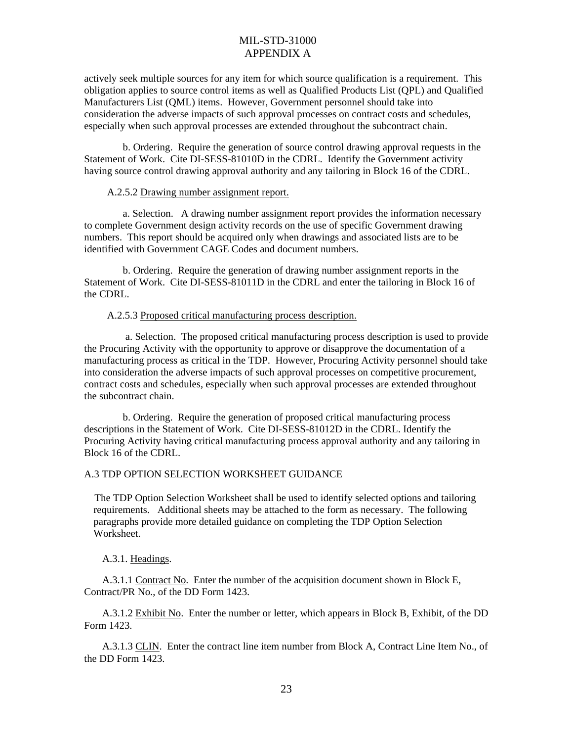actively seek multiple sources for any item for which source qualification is a requirement. This obligation applies to source control items as well as Qualified Products List (QPL) and Qualified Manufacturers List (QML) items. However, Government personnel should take into consideration the adverse impacts of such approval processes on contract costs and schedules, especially when such approval processes are extended throughout the subcontract chain.

b. Ordering. Require the generation of source control drawing approval requests in the Statement of Work. Cite DI-SESS-81010D in the CDRL. Identify the Government activity having source control drawing approval authority and any tailoring in Block 16 of the CDRL.

A.2.5.2 Drawing number assignment report.

a. Selection. A drawing number assignment report provides the information necessary to complete Government design activity records on the use of specific Government drawing numbers. This report should be acquired only when drawings and associated lists are to be identified with Government CAGE Codes and document numbers.

b. Ordering. Require the generation of drawing number assignment reports in the Statement of Work. Cite DI-SESS-81011D in the CDRL and enter the tailoring in Block 16 of the CDRL.

A.2.5.3 Proposed critical manufacturing process description.

a. Selection. The proposed critical manufacturing process description is used to provide the Procuring Activity with the opportunity to approve or disapprove the documentation of a manufacturing process as critical in the TDP. However, Procuring Activity personnel should take into consideration the adverse impacts of such approval processes on competitive procurement, contract costs and schedules, especially when such approval processes are extended throughout the subcontract chain.

b. Ordering. Require the generation of proposed critical manufacturing process descriptions in the Statement of Work. Cite DI-SESS-81012D in the CDRL. Identify the Procuring Activity having critical manufacturing process approval authority and any tailoring in Block 16 of the CDRL.

## A.3 TDP OPTION SELECTION WORKSHEET GUIDANCE

The TDP Option Selection Worksheet shall be used to identify selected options and tailoring requirements. Additional sheets may be attached to the form as necessary. The following paragraphs provide more detailed guidance on completing the TDP Option Selection Worksheet.

A.3.1. Headings.

A.3.1.1 Contract No. Enter the number of the acquisition document shown in Block E, Contract/PR No., of the DD Form 1423.

A.3.1.2 Exhibit No. Enter the number or letter, which appears in Block B, Exhibit, of the DD Form 1423.

A.3.1.3 CLIN. Enter the contract line item number from Block A, Contract Line Item No., of the DD Form 1423.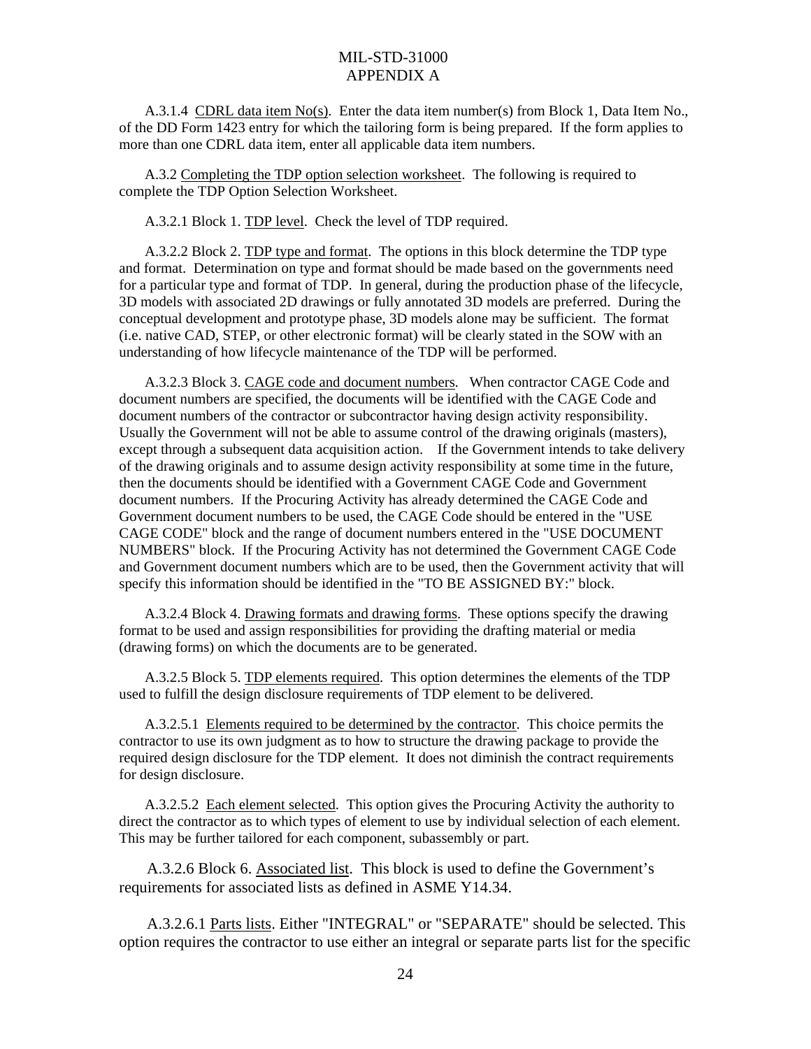A.3.1.4 CDRL data item No(s). Enter the data item number(s) from Block 1, Data Item No., of the DD Form 1423 entry for which the tailoring form is being prepared. If the form applies to more than one CDRL data item, enter all applicable data item numbers.

A.3.2 Completing the TDP option selection worksheet. The following is required to complete the TDP Option Selection Worksheet.

A.3.2.1 Block 1. TDP level. Check the level of TDP required.

A.3.2.2 Block 2. TDP type and format. The options in this block determine the TDP type and format. Determination on type and format should be made based on the governments need for a particular type and format of TDP. In general, during the production phase of the lifecycle, 3D models with associated 2D drawings or fully annotated 3D models are preferred. During the conceptual development and prototype phase, 3D models alone may be sufficient. The format (i.e. native CAD, STEP, or other electronic format) will be clearly stated in the SOW with an understanding of how lifecycle maintenance of the TDP will be performed.

A.3.2.3 Block 3. CAGE code and document numbers. When contractor CAGE Code and document numbers are specified, the documents will be identified with the CAGE Code and document numbers of the contractor or subcontractor having design activity responsibility. Usually the Government will not be able to assume control of the drawing originals (masters), except through a subsequent data acquisition action. If the Government intends to take delivery of the drawing originals and to assume design activity responsibility at some time in the future, then the documents should be identified with a Government CAGE Code and Government document numbers. If the Procuring Activity has already determined the CAGE Code and Government document numbers to be used, the CAGE Code should be entered in the "USE CAGE CODE" block and the range of document numbers entered in the "USE DOCUMENT NUMBERS" block. If the Procuring Activity has not determined the Government CAGE Code and Government document numbers which are to be used, then the Government activity that will specify this information should be identified in the "TO BE ASSIGNED BY:" block.

A.3.2.4 Block 4. Drawing formats and drawing forms. These options specify the drawing format to be used and assign responsibilities for providing the drafting material or media (drawing forms) on which the documents are to be generated.

A.3.2.5 Block 5. TDP elements required. This option determines the elements of the TDP used to fulfill the design disclosure requirements of TDP element to be delivered.

A.3.2.5.1 Elements required to be determined by the contractor. This choice permits the contractor to use its own judgment as to how to structure the drawing package to provide the required design disclosure for the TDP element. It does not diminish the contract requirements for design disclosure.

A.3.2.5.2 Each element selected. This option gives the Procuring Activity the authority to direct the contractor as to which types of element to use by individual selection of each element. This may be further tailored for each component, subassembly or part.

A.3.2.6 Block 6. Associated list. This block is used to define the Government's requirements for associated lists as defined in ASME Y14.34.

A.3.2.6.1 Parts lists. Either "INTEGRAL" or "SEPARATE" should be selected. This option requires the contractor to use either an integral or separate parts list for the specific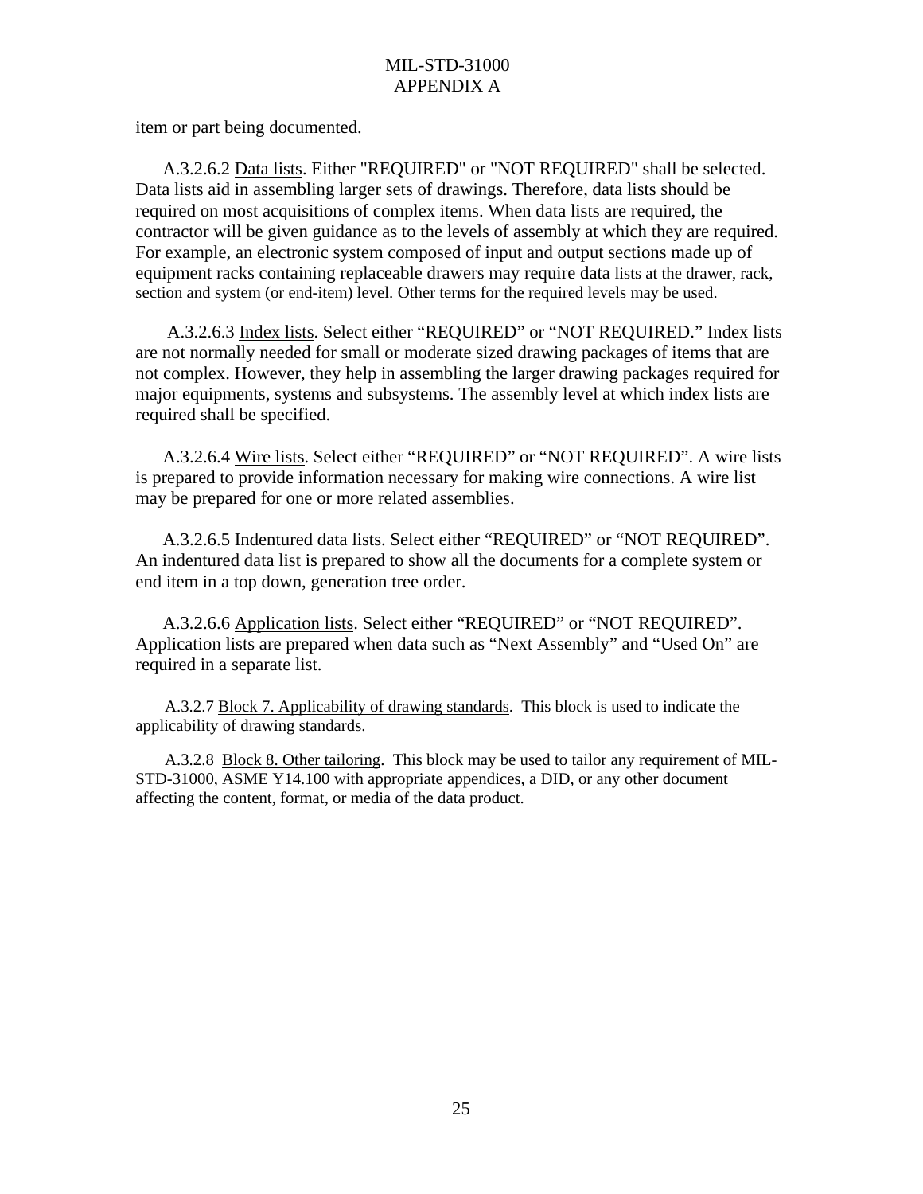item or part being documented.

A.3.2.6.2 Data lists. Either "REQUIRED" or "NOT REQUIRED" shall be selected. Data lists aid in assembling larger sets of drawings. Therefore, data lists should be required on most acquisitions of complex items. When data lists are required, the contractor will be given guidance as to the levels of assembly at which they are required. For example, an electronic system composed of input and output sections made up of equipment racks containing replaceable drawers may require data lists at the drawer, rack, section and system (or end-item) level. Other terms for the required levels may be used.

A.3.2.6.3 Index lists. Select either “REQUIRED” or “NOT REQUIRED.” Index lists are not normally needed for small or moderate sized drawing packages of items that are not complex. However, they help in assembling the larger drawing packages required for major equipments, systems and subsystems. The assembly level at which index lists are required shall be specified.

A.3.2.6.4 Wire lists. Select either “REQUIRED” or “NOT REQUIRED”. A wire lists is prepared to provide information necessary for making wire connections. A wire list may be prepared for one or more related assemblies.

A.3.2.6.5 Indentured data lists. Select either “REQUIRED” or “NOT REQUIRED”. An indentured data list is prepared to show all the documents for a complete system or end item in a top down, generation tree order.

A.3.2.6.6 Application lists. Select either “REQUIRED” or “NOT REQUIRED”. Application lists are prepared when data such as “Next Assembly” and “Used On” are required in a separate list.

A.3.2.7 Block 7. Applicability of drawing standards. This block is used to indicate the applicability of drawing standards.

A.3.2.8 Block 8. Other tailoring. This block may be used to tailor any requirement of MIL-STD-31000, ASME Y14.100 with appropriate appendices, a DID, or any other document affecting the content, format, or media of the data product.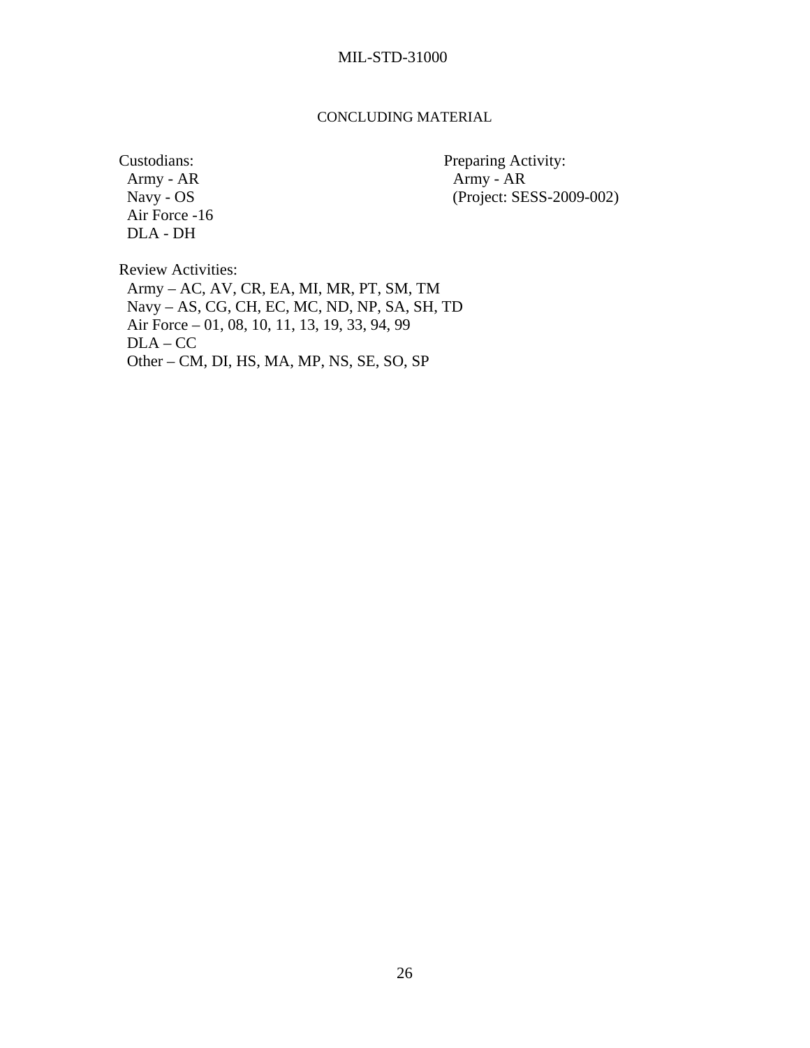CONCLUDING MATERIAL

Custodians:
Army - AR
Navy - OS
Air Force -16
DLA - DH

Preparing Activity:
Army - AR
(Project: SESS-2009-002)

Review Activities:
Army – AC, AV, CR, EA, MI, MR, PT, SM, TM
Navy – AS, CG, CH, EC, MC, ND, NP, SA, SH, TD
Air Force – 01, 08, 10, 11, 13, 19, 33, 94, 99
DLA – CC
Other – CM, DI, HS, MA, MP, NS, SE, SO, SP